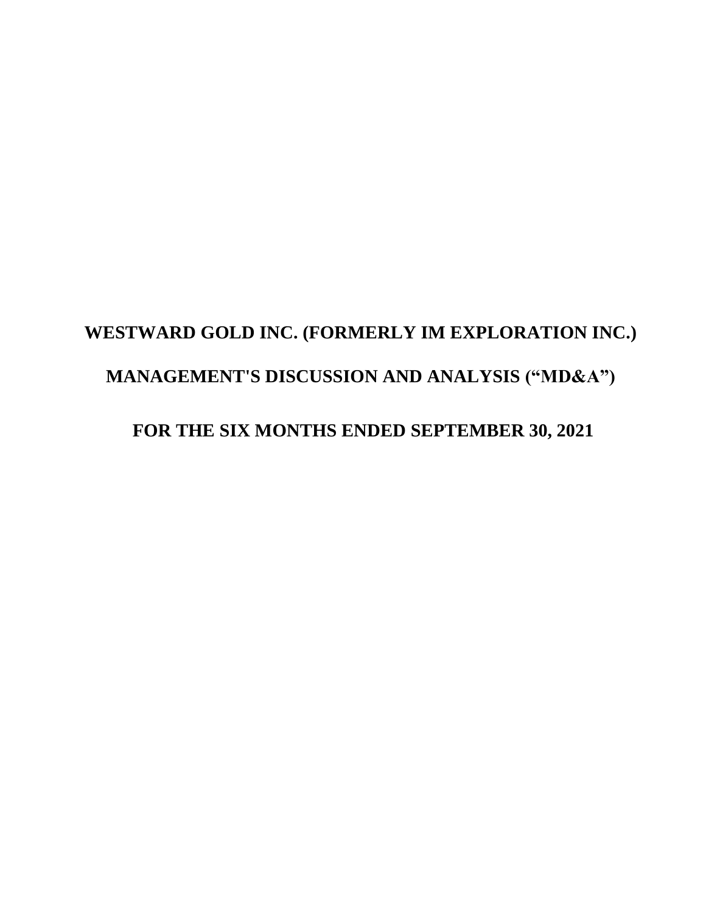# WESTWARD GOLD INC. (FORMERLY IM EXPLORATION INC.)

# MANAGEMENT'S DISCUSSION AND ANALYSIS ("MD&A")

# FOR THE SIX MONTHS ENDED SEPTEMBER 30, 2021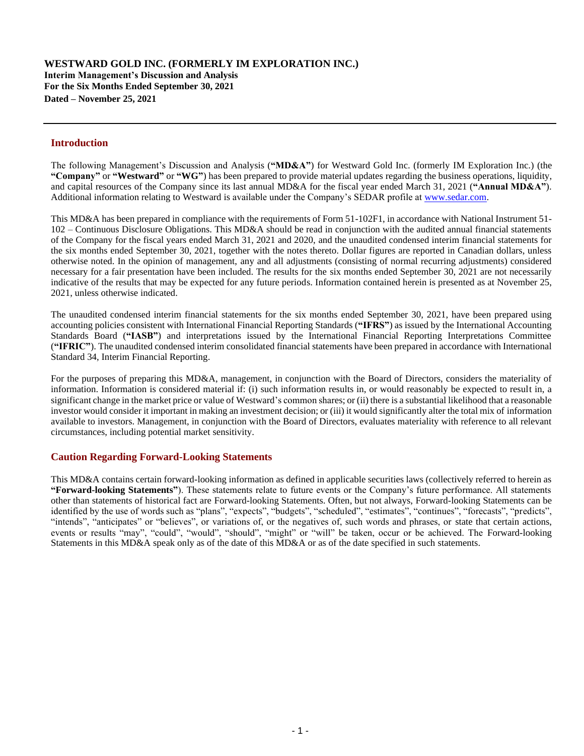**WESTWARD GOLD INC. (FORMERLY IM EXPLORATION INC.)**
**Interim Management's Discussion and Analysis**
**For the Six Months Ended September 30, 2021**
**Dated – November 25, 2021**

## Introduction

The following Management's Discussion and Analysis (**"MD&A"**) for Westward Gold Inc. (formerly IM Exploration Inc.) (the **"Company"** or **"Westward"** or **"WG"**) has been prepared to provide material updates regarding the business operations, liquidity, and capital resources of the Company since its last annual MD&A for the fiscal year ended March 31, 2021 (**"Annual MD&A"**). Additional information relating to Westward is available under the Company's SEDAR profile at www.sedar.com.

This MD&A has been prepared in compliance with the requirements of Form 51-102F1, in accordance with National Instrument 51-102 – Continuous Disclosure Obligations. This MD&A should be read in conjunction with the audited annual financial statements of the Company for the fiscal years ended March 31, 2021 and 2020, and the unaudited condensed interim financial statements for the six months ended September 30, 2021, together with the notes thereto. Dollar figures are reported in Canadian dollars, unless otherwise noted. In the opinion of management, any and all adjustments (consisting of normal recurring adjustments) considered necessary for a fair presentation have been included. The results for the six months ended September 30, 2021 are not necessarily indicative of the results that may be expected for any future periods. Information contained herein is presented as at November 25, 2021, unless otherwise indicated.

The unaudited condensed interim financial statements for the six months ended September 30, 2021, have been prepared using accounting policies consistent with International Financial Reporting Standards (**"IFRS"**) as issued by the International Accounting Standards Board (**"IASB"**) and interpretations issued by the International Financial Reporting Interpretations Committee (**"IFRIC"**). The unaudited condensed interim consolidated financial statements have been prepared in accordance with International Standard 34, Interim Financial Reporting.

For the purposes of preparing this MD&A, management, in conjunction with the Board of Directors, considers the materiality of information. Information is considered material if: (i) such information results in, or would reasonably be expected to result in, a significant change in the market price or value of Westward's common shares; or (ii) there is a substantial likelihood that a reasonable investor would consider it important in making an investment decision; or (iii) it would significantly alter the total mix of information available to investors. Management, in conjunction with the Board of Directors, evaluates materiality with reference to all relevant circumstances, including potential market sensitivity.

## Caution Regarding Forward-Looking Statements

This MD&A contains certain forward-looking information as defined in applicable securities laws (collectively referred to herein as **"Forward-looking Statements"**). These statements relate to future events or the Company's future performance. All statements other than statements of historical fact are Forward-looking Statements. Often, but not always, Forward-looking Statements can be identified by the use of words such as "plans", "expects", "budgets", "scheduled", "estimates", "continues", "forecasts", "predicts", "intends", "anticipates" or "believes", or variations of, or the negatives of, such words and phrases, or state that certain actions, events or results "may", "could", "would", "should", "might" or "will" be taken, occur or be achieved. The Forward-looking Statements in this MD&A speak only as of the date of this MD&A or as of the date specified in such statements.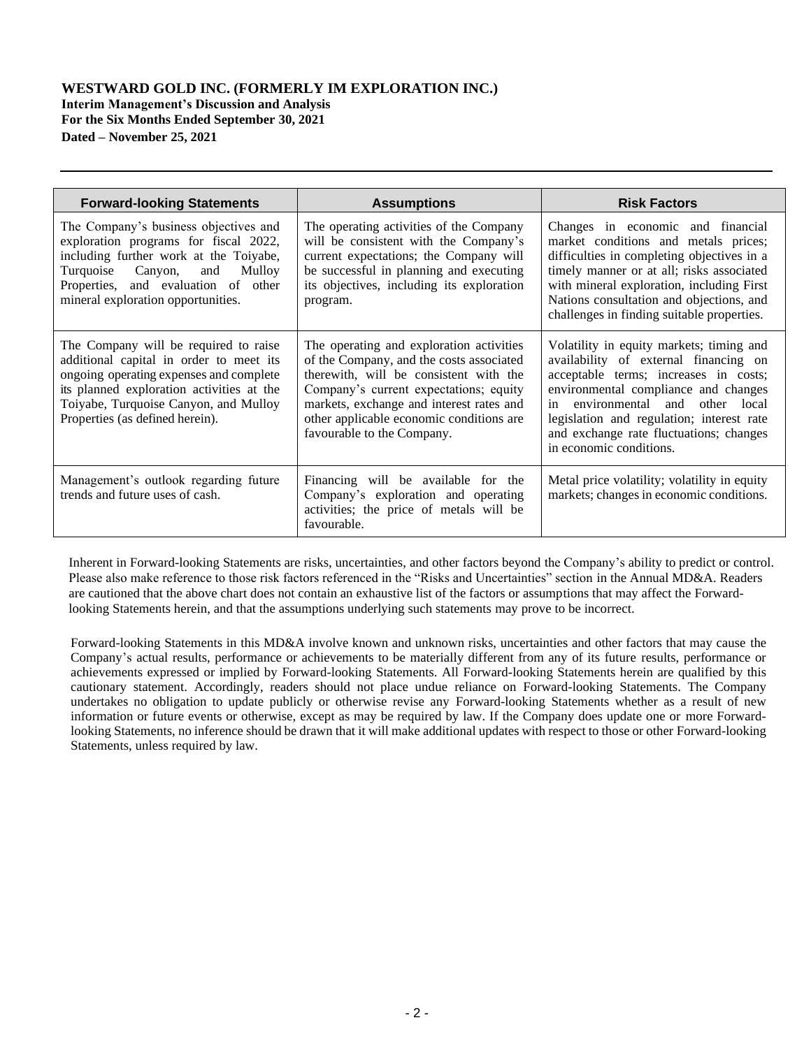| Forward-looking Statements | Assumptions | Risk Factors |
|---|---|---|
| The Company's business objectives and exploration programs for fiscal 2022, including further work at the Toiyabe, Turquoise Canyon, and Mulloy Properties, and evaluation of other mineral exploration opportunities. | The operating activities of the Company will be consistent with the Company's current expectations; the Company will be successful in planning and executing its objectives, including its exploration program. | Changes in economic and financial market conditions and metals prices; difficulties in completing objectives in a timely manner or at all; risks associated with mineral exploration, including First Nations consultation and objections, and challenges in finding suitable properties. |
| The Company will be required to raise additional capital in order to meet its ongoing operating expenses and complete its planned exploration activities at the Toiyabe, Turquoise Canyon, and Mulloy Properties (as defined herein). | The operating and exploration activities of the Company, and the costs associated therewith, will be consistent with the Company's current expectations; equity markets, exchange and interest rates and other applicable economic conditions are favourable to the Company. | Volatility in equity markets; timing and availability of external financing on acceptable terms; increases in costs; environmental compliance and changes in environmental and other local legislation and regulation; interest rate and exchange rate fluctuations; changes in economic conditions. |
| Management's outlook regarding future trends and future uses of cash. | Financing will be available for the Company's exploration and operating activities; the price of metals will be favourable. | Metal price volatility; volatility in equity markets; changes in economic conditions. |

Inherent in Forward-looking Statements are risks, uncertainties, and other factors beyond the Company's ability to predict or control. Please also make reference to those risk factors referenced in the "Risks and Uncertainties" section in the Annual MD&A. Readers are cautioned that the above chart does not contain an exhaustive list of the factors or assumptions that may affect the Forward-looking Statements herein, and that the assumptions underlying such statements may prove to be incorrect.

Forward-looking Statements in this MD&A involve known and unknown risks, uncertainties and other factors that may cause the Company's actual results, performance or achievements to be materially different from any of its future results, performance or achievements expressed or implied by Forward-looking Statements. All Forward-looking Statements herein are qualified by this cautionary statement. Accordingly, readers should not place undue reliance on Forward-looking Statements. The Company undertakes no obligation to update publicly or otherwise revise any Forward-looking Statements whether as a result of new information or future events or otherwise, except as may be required by law. If the Company does update one or more Forward-looking Statements, no inference should be drawn that it will make additional updates with respect to those or other Forward-looking Statements, unless required by law.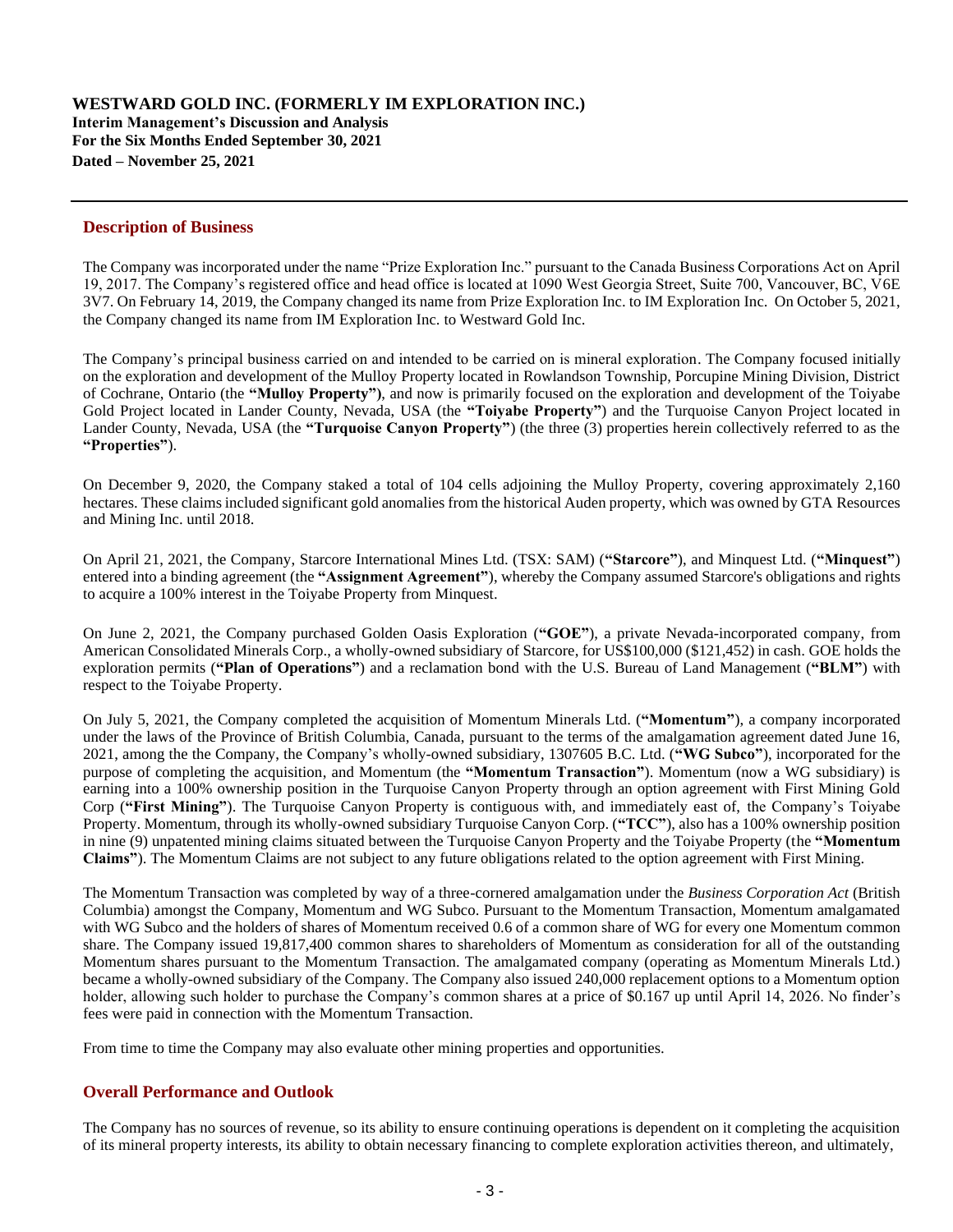**WESTWARD GOLD INC. (FORMERLY IM EXPLORATION INC.)**
**Interim Management's Discussion and Analysis**
**For the Six Months Ended September 30, 2021**
**Dated – November 25, 2021**

## Description of Business

The Company was incorporated under the name "Prize Exploration Inc." pursuant to the Canada Business Corporations Act on April 19, 2017. The Company's registered office and head office is located at 1090 West Georgia Street, Suite 700, Vancouver, BC, V6E 3V7. On February 14, 2019, the Company changed its name from Prize Exploration Inc. to IM Exploration Inc. On October 5, 2021, the Company changed its name from IM Exploration Inc. to Westward Gold Inc.

The Company's principal business carried on and intended to be carried on is mineral exploration. The Company focused initially on the exploration and development of the Mulloy Property located in Rowlandson Township, Porcupine Mining Division, District of Cochrane, Ontario (the **"Mulloy Property")**, and now is primarily focused on the exploration and development of the Toiyabe Gold Project located in Lander County, Nevada, USA (the **"Toiyabe Property"**) and the Turquoise Canyon Project located in Lander County, Nevada, USA (the **"Turquoise Canyon Property"**) (the three (3) properties herein collectively referred to as the **"Properties"**).

On December 9, 2020, the Company staked a total of 104 cells adjoining the Mulloy Property, covering approximately 2,160 hectares. These claims included significant gold anomalies from the historical Auden property, which was owned by GTA Resources and Mining Inc. until 2018.

On April 21, 2021, the Company, Starcore International Mines Ltd. (TSX: SAM) (**"Starcore"**), and Minquest Ltd. (**"Minquest"**) entered into a binding agreement (the **"Assignment Agreement"**), whereby the Company assumed Starcore's obligations and rights to acquire a 100% interest in the Toiyabe Property from Minquest.

On June 2, 2021, the Company purchased Golden Oasis Exploration (**"GOE"**), a private Nevada-incorporated company, from American Consolidated Minerals Corp., a wholly-owned subsidiary of Starcore, for US$100,000 ($121,452) in cash. GOE holds the exploration permits (**"Plan of Operations"**) and a reclamation bond with the U.S. Bureau of Land Management (**"BLM"**) with respect to the Toiyabe Property.

On July 5, 2021, the Company completed the acquisition of Momentum Minerals Ltd. (**"Momentum"**), a company incorporated under the laws of the Province of British Columbia, Canada, pursuant to the terms of the amalgamation agreement dated June 16, 2021, among the the Company, the Company's wholly-owned subsidiary, 1307605 B.C. Ltd. (**"WG Subco"**), incorporated for the purpose of completing the acquisition, and Momentum (the **"Momentum Transaction"**). Momentum (now a WG subsidiary) is earning into a 100% ownership position in the Turquoise Canyon Property through an option agreement with First Mining Gold Corp (**"First Mining"**). The Turquoise Canyon Property is contiguous with, and immediately east of, the Company's Toiyabe Property. Momentum, through its wholly-owned subsidiary Turquoise Canyon Corp. (**"TCC"**), also has a 100% ownership position in nine (9) unpatented mining claims situated between the Turquoise Canyon Property and the Toiyabe Property (the **"Momentum Claims"**). The Momentum Claims are not subject to any future obligations related to the option agreement with First Mining.

The Momentum Transaction was completed by way of a three-cornered amalgamation under the *Business Corporation Act* (British Columbia) amongst the Company, Momentum and WG Subco. Pursuant to the Momentum Transaction, Momentum amalgamated with WG Subco and the holders of shares of Momentum received 0.6 of a common share of WG for every one Momentum common share. The Company issued 19,817,400 common shares to shareholders of Momentum as consideration for all of the outstanding Momentum shares pursuant to the Momentum Transaction. The amalgamated company (operating as Momentum Minerals Ltd.) became a wholly-owned subsidiary of the Company. The Company also issued 240,000 replacement options to a Momentum option holder, allowing such holder to purchase the Company's common shares at a price of $0.167 up until April 14, 2026. No finder's fees were paid in connection with the Momentum Transaction.

From time to time the Company may also evaluate other mining properties and opportunities.

## Overall Performance and Outlook

The Company has no sources of revenue, so its ability to ensure continuing operations is dependent on it completing the acquisition of its mineral property interests, its ability to obtain necessary financing to complete exploration activities thereon, and ultimately,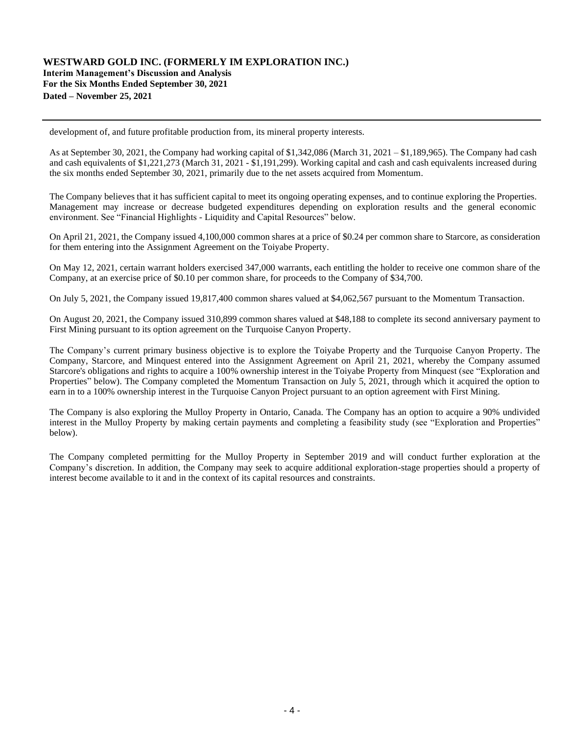development of, and future profitable production from, its mineral property interests.

As at September 30, 2021, the Company had working capital of $1,342,086 (March 31, 2021 – $1,189,965). The Company had cash and cash equivalents of $1,221,273 (March 31, 2021 - $1,191,299). Working capital and cash and cash equivalents increased during the six months ended September 30, 2021, primarily due to the net assets acquired from Momentum.

The Company believes that it has sufficient capital to meet its ongoing operating expenses, and to continue exploring the Properties. Management may increase or decrease budgeted expenditures depending on exploration results and the general economic environment. See "Financial Highlights - Liquidity and Capital Resources" below.

On April 21, 2021, the Company issued 4,100,000 common shares at a price of $0.24 per common share to Starcore, as consideration for them entering into the Assignment Agreement on the Toiyabe Property.

On May 12, 2021, certain warrant holders exercised 347,000 warrants, each entitling the holder to receive one common share of the Company, at an exercise price of $0.10 per common share, for proceeds to the Company of $34,700.

On July 5, 2021, the Company issued 19,817,400 common shares valued at $4,062,567 pursuant to the Momentum Transaction.

On August 20, 2021, the Company issued 310,899 common shares valued at $48,188 to complete its second anniversary payment to First Mining pursuant to its option agreement on the Turquoise Canyon Property.

The Company's current primary business objective is to explore the Toiyabe Property and the Turquoise Canyon Property. The Company, Starcore, and Minquest entered into the Assignment Agreement on April 21, 2021, whereby the Company assumed Starcore's obligations and rights to acquire a 100% ownership interest in the Toiyabe Property from Minquest (see "Exploration and Properties" below). The Company completed the Momentum Transaction on July 5, 2021, through which it acquired the option to earn in to a 100% ownership interest in the Turquoise Canyon Project pursuant to an option agreement with First Mining.

The Company is also exploring the Mulloy Property in Ontario, Canada. The Company has an option to acquire a 90% undivided interest in the Mulloy Property by making certain payments and completing a feasibility study (see "Exploration and Properties" below).

The Company completed permitting for the Mulloy Property in September 2019 and will conduct further exploration at the Company's discretion. In addition, the Company may seek to acquire additional exploration-stage properties should a property of interest become available to it and in the context of its capital resources and constraints.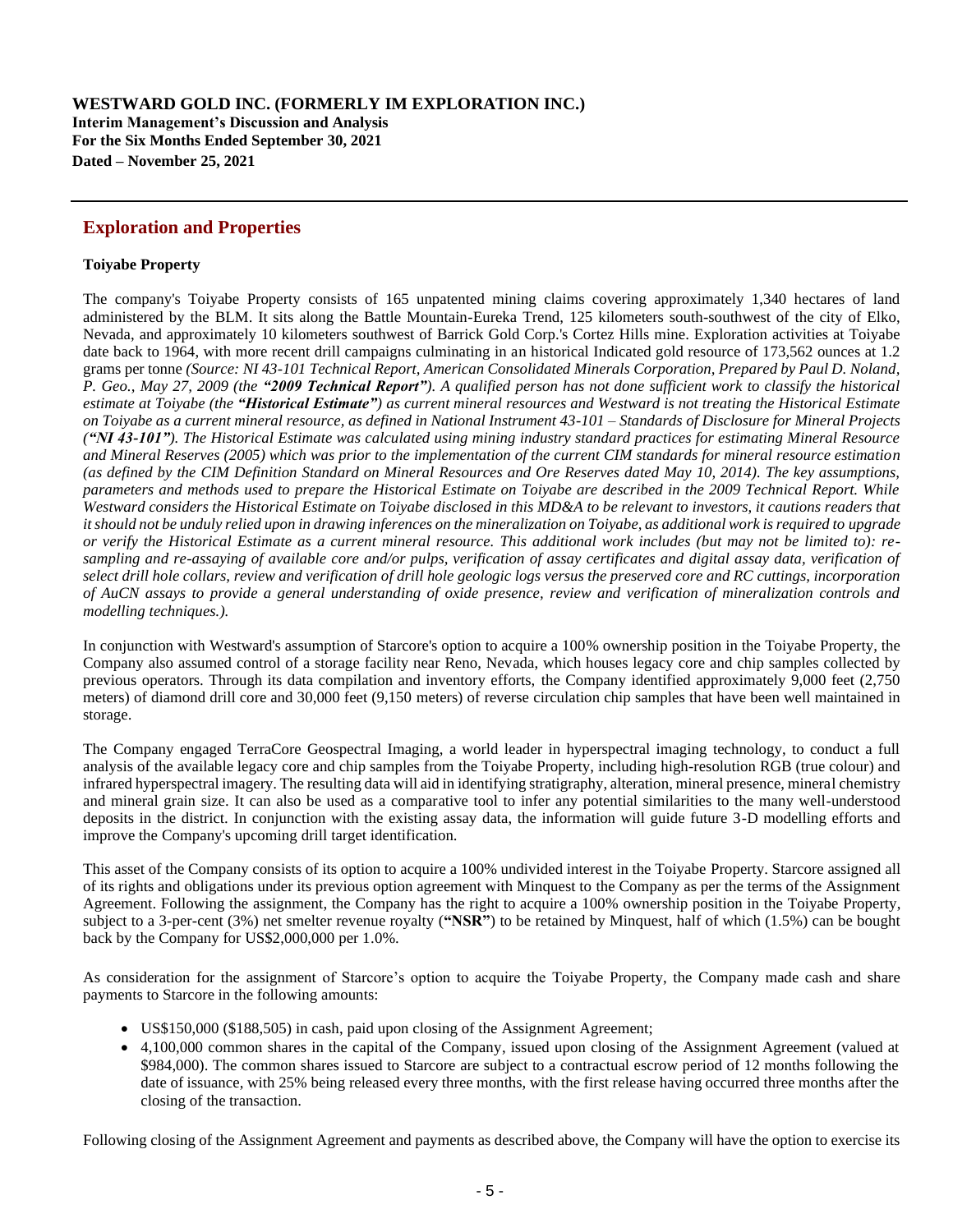## Exploration and Properties

**Toiyabe Property**

The company's Toiyabe Property consists of 165 unpatented mining claims covering approximately 1,340 hectares of land administered by the BLM. It sits along the Battle Mountain-Eureka Trend, 125 kilometers south-southwest of the city of Elko, Nevada, and approximately 10 kilometers southwest of Barrick Gold Corp.'s Cortez Hills mine. Exploration activities at Toiyabe date back to 1964, with more recent drill campaigns culminating in an historical Indicated gold resource of 173,562 ounces at 1.2 grams per tonne *(Source: NI 43-101 Technical Report, American Consolidated Minerals Corporation, Prepared by Paul D. Noland, P. Geo., May 27, 2009 (the* ***"2009 Technical Report"****). A qualified person has not done sufficient work to classify the historical estimate at Toiyabe (the* ***"Historical Estimate"****) as current mineral resources and Westward is not treating the Historical Estimate on Toiyabe as a current mineral resource, as defined in National Instrument 43-101 – Standards of Disclosure for Mineral Projects (****"NI 43-101"****). The Historical Estimate was calculated using mining industry standard practices for estimating Mineral Resource and Mineral Reserves (2005) which was prior to the implementation of the current CIM standards for mineral resource estimation (as defined by the CIM Definition Standard on Mineral Resources and Ore Reserves dated May 10, 2014). The key assumptions, parameters and methods used to prepare the Historical Estimate on Toiyabe are described in the 2009 Technical Report. While Westward considers the Historical Estimate on Toiyabe disclosed in this MD&A to be relevant to investors, it cautions readers that it should not be unduly relied upon in drawing inferences on the mineralization on Toiyabe, as additional work is required to upgrade or verify the Historical Estimate as a current mineral resource. This additional work includes (but may not be limited to): re-sampling and re-assaying of available core and/or pulps, verification of assay certificates and digital assay data, verification of select drill hole collars, review and verification of drill hole geologic logs versus the preserved core and RC cuttings, incorporation of AuCN assays to provide a general understanding of oxide presence, review and verification of mineralization controls and modelling techniques.).*

In conjunction with Westward's assumption of Starcore's option to acquire a 100% ownership position in the Toiyabe Property, the Company also assumed control of a storage facility near Reno, Nevada, which houses legacy core and chip samples collected by previous operators. Through its data compilation and inventory efforts, the Company identified approximately 9,000 feet (2,750 meters) of diamond drill core and 30,000 feet (9,150 meters) of reverse circulation chip samples that have been well maintained in storage.

The Company engaged TerraCore Geospectral Imaging, a world leader in hyperspectral imaging technology, to conduct a full analysis of the available legacy core and chip samples from the Toiyabe Property, including high-resolution RGB (true colour) and infrared hyperspectral imagery. The resulting data will aid in identifying stratigraphy, alteration, mineral presence, mineral chemistry and mineral grain size. It can also be used as a comparative tool to infer any potential similarities to the many well-understood deposits in the district. In conjunction with the existing assay data, the information will guide future 3-D modelling efforts and improve the Company's upcoming drill target identification.

This asset of the Company consists of its option to acquire a 100% undivided interest in the Toiyabe Property. Starcore assigned all of its rights and obligations under its previous option agreement with Minquest to the Company as per the terms of the Assignment Agreement. Following the assignment, the Company has the right to acquire a 100% ownership position in the Toiyabe Property, subject to a 3-per-cent (3%) net smelter revenue royalty (**"NSR"**) to be retained by Minquest, half of which (1.5%) can be bought back by the Company for US$2,000,000 per 1.0%.

As consideration for the assignment of Starcore's option to acquire the Toiyabe Property, the Company made cash and share payments to Starcore in the following amounts:

- US$150,000 ($188,505) in cash, paid upon closing of the Assignment Agreement;
- 4,100,000 common shares in the capital of the Company, issued upon closing of the Assignment Agreement (valued at $984,000). The common shares issued to Starcore are subject to a contractual escrow period of 12 months following the date of issuance, with 25% being released every three months, with the first release having occurred three months after the closing of the transaction.

Following closing of the Assignment Agreement and payments as described above, the Company will have the option to exercise its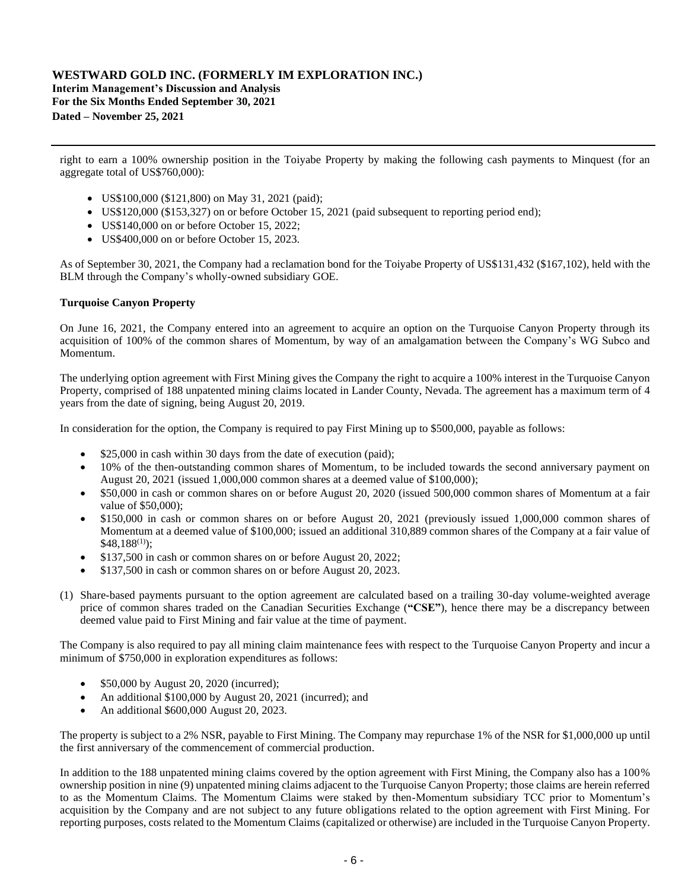right to earn a 100% ownership position in the Toiyabe Property by making the following cash payments to Minquest (for an aggregate total of US$760,000):

- US$100,000 ($121,800) on May 31, 2021 (paid);
- US$120,000 ($153,327) on or before October 15, 2021 (paid subsequent to reporting period end);
- US$140,000 on or before October 15, 2022;
- US$400,000 on or before October 15, 2023.

As of September 30, 2021, the Company had a reclamation bond for the Toiyabe Property of US$131,432 ($167,102), held with the BLM through the Company's wholly-owned subsidiary GOE.

**Turquoise Canyon Property**

On June 16, 2021, the Company entered into an agreement to acquire an option on the Turquoise Canyon Property through its acquisition of 100% of the common shares of Momentum, by way of an amalgamation between the Company's WG Subco and Momentum.

The underlying option agreement with First Mining gives the Company the right to acquire a 100% interest in the Turquoise Canyon Property, comprised of 188 unpatented mining claims located in Lander County, Nevada. The agreement has a maximum term of 4 years from the date of signing, being August 20, 2019.

In consideration for the option, the Company is required to pay First Mining up to $500,000, payable as follows:

- $25,000 in cash within 30 days from the date of execution (paid);
- 10% of the then-outstanding common shares of Momentum, to be included towards the second anniversary payment on August 20, 2021 (issued 1,000,000 common shares at a deemed value of $100,000);
- $50,000 in cash or common shares on or before August 20, 2020 (issued 500,000 common shares of Momentum at a fair value of $50,000);
- $150,000 in cash or common shares on or before August 20, 2021 (previously issued 1,000,000 common shares of Momentum at a deemed value of $100,000; issued an additional 310,889 common shares of the Company at a fair value of $48,188[(1)]);
- $137,500 in cash or common shares on or before August 20, 2022;
- $137,500 in cash or common shares on or before August 20, 2023.

(1) Share-based payments pursuant to the option agreement are calculated based on a trailing 30-day volume-weighted average price of common shares traded on the Canadian Securities Exchange (**"CSE"**), hence there may be a discrepancy between deemed value paid to First Mining and fair value at the time of payment.

The Company is also required to pay all mining claim maintenance fees with respect to the Turquoise Canyon Property and incur a minimum of $750,000 in exploration expenditures as follows:

- $50,000 by August 20, 2020 (incurred);
- An additional $100,000 by August 20, 2021 (incurred); and
- An additional $600,000 August 20, 2023.

The property is subject to a 2% NSR, payable to First Mining. The Company may repurchase 1% of the NSR for $1,000,000 up until the first anniversary of the commencement of commercial production.

In addition to the 188 unpatented mining claims covered by the option agreement with First Mining, the Company also has a 100% ownership position in nine (9) unpatented mining claims adjacent to the Turquoise Canyon Property; those claims are herein referred to as the Momentum Claims. The Momentum Claims were staked by then-Momentum subsidiary TCC prior to Momentum's acquisition by the Company and are not subject to any future obligations related to the option agreement with First Mining. For reporting purposes, costs related to the Momentum Claims (capitalized or otherwise) are included in the Turquoise Canyon Property.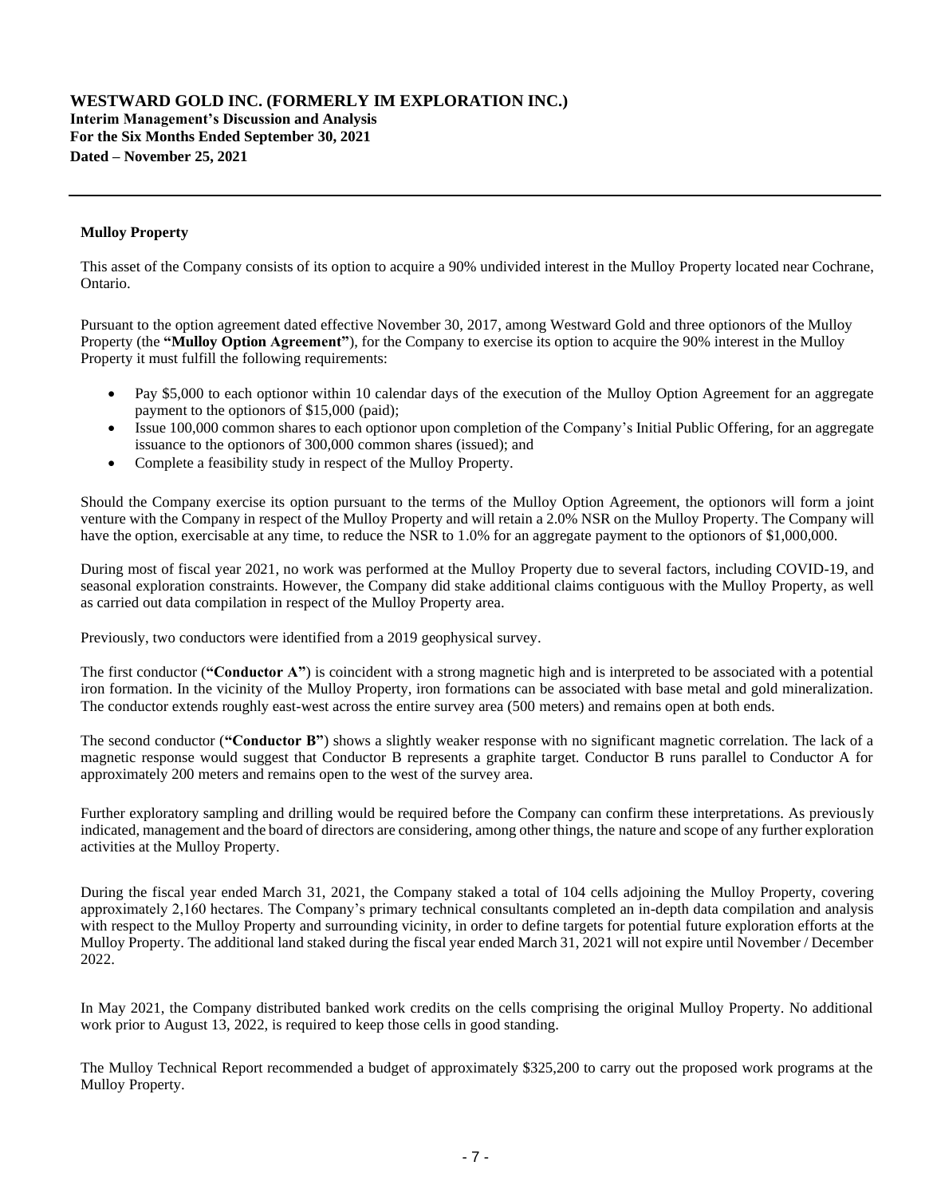### Mulloy Property

This asset of the Company consists of its option to acquire a 90% undivided interest in the Mulloy Property located near Cochrane, Ontario.

Pursuant to the option agreement dated effective November 30, 2017, among Westward Gold and three optionors of the Mulloy Property (the **"Mulloy Option Agreement"**), for the Company to exercise its option to acquire the 90% interest in the Mulloy Property it must fulfill the following requirements:

- Pay $5,000 to each optionor within 10 calendar days of the execution of the Mulloy Option Agreement for an aggregate payment to the optionors of $15,000 (paid);
- Issue 100,000 common shares to each optionor upon completion of the Company's Initial Public Offering, for an aggregate issuance to the optionors of 300,000 common shares (issued); and
- Complete a feasibility study in respect of the Mulloy Property.

Should the Company exercise its option pursuant to the terms of the Mulloy Option Agreement, the optionors will form a joint venture with the Company in respect of the Mulloy Property and will retain a 2.0% NSR on the Mulloy Property. The Company will have the option, exercisable at any time, to reduce the NSR to 1.0% for an aggregate payment to the optionors of $1,000,000.

During most of fiscal year 2021, no work was performed at the Mulloy Property due to several factors, including COVID-19, and seasonal exploration constraints. However, the Company did stake additional claims contiguous with the Mulloy Property, as well as carried out data compilation in respect of the Mulloy Property area.

Previously, two conductors were identified from a 2019 geophysical survey.

The first conductor (**"Conductor A"**) is coincident with a strong magnetic high and is interpreted to be associated with a potential iron formation. In the vicinity of the Mulloy Property, iron formations can be associated with base metal and gold mineralization. The conductor extends roughly east-west across the entire survey area (500 meters) and remains open at both ends.

The second conductor (**"Conductor B"**) shows a slightly weaker response with no significant magnetic correlation. The lack of a magnetic response would suggest that Conductor B represents a graphite target. Conductor B runs parallel to Conductor A for approximately 200 meters and remains open to the west of the survey area.

Further exploratory sampling and drilling would be required before the Company can confirm these interpretations. As previously indicated, management and the board of directors are considering, among other things, the nature and scope of any further exploration activities at the Mulloy Property.

During the fiscal year ended March 31, 2021, the Company staked a total of 104 cells adjoining the Mulloy Property, covering approximately 2,160 hectares. The Company's primary technical consultants completed an in-depth data compilation and analysis with respect to the Mulloy Property and surrounding vicinity, in order to define targets for potential future exploration efforts at the Mulloy Property. The additional land staked during the fiscal year ended March 31, 2021 will not expire until November / December 2022.

In May 2021, the Company distributed banked work credits on the cells comprising the original Mulloy Property. No additional work prior to August 13, 2022, is required to keep those cells in good standing.

The Mulloy Technical Report recommended a budget of approximately $325,200 to carry out the proposed work programs at the Mulloy Property.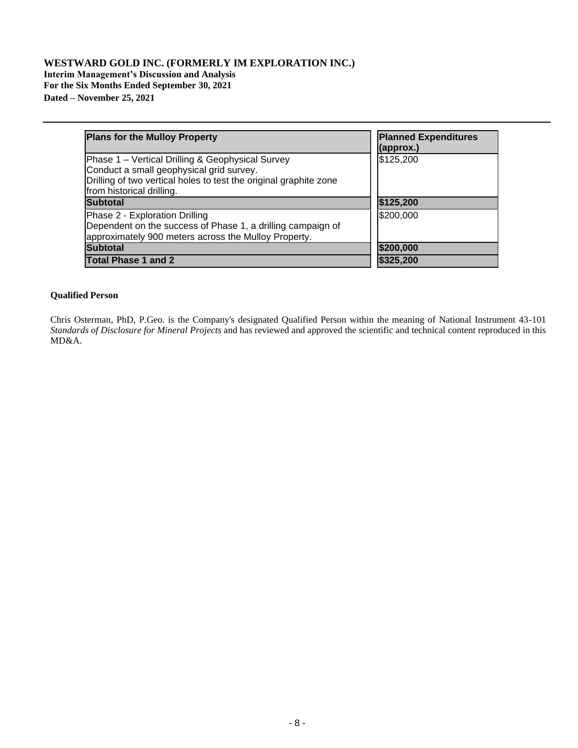| Plans for the Mulloy Property | Planned Expenditures (approx.) |
| --- | --- |
| Phase 1 – Vertical Drilling & Geophysical Survey<br>Conduct a small geophysical grid survey.<br>Drilling of two vertical holes to test the original graphite zone from historical drilling. | $125,200 |
| **Subtotal** | **$125,200** |
| Phase 2 - Exploration Drilling<br>Dependent on the success of Phase 1, a drilling campaign of approximately 900 meters across the Mulloy Property. | $200,000 |
| **Subtotal** | **$200,000** |
| **Total Phase 1 and 2** | **$325,200** |

**Qualified Person**

Chris Osterman, PhD, P.Geo. is the Company's designated Qualified Person within the meaning of National Instrument 43-101 *Standards of Disclosure for Mineral Projects* and has reviewed and approved the scientific and technical content reproduced in this MD&A.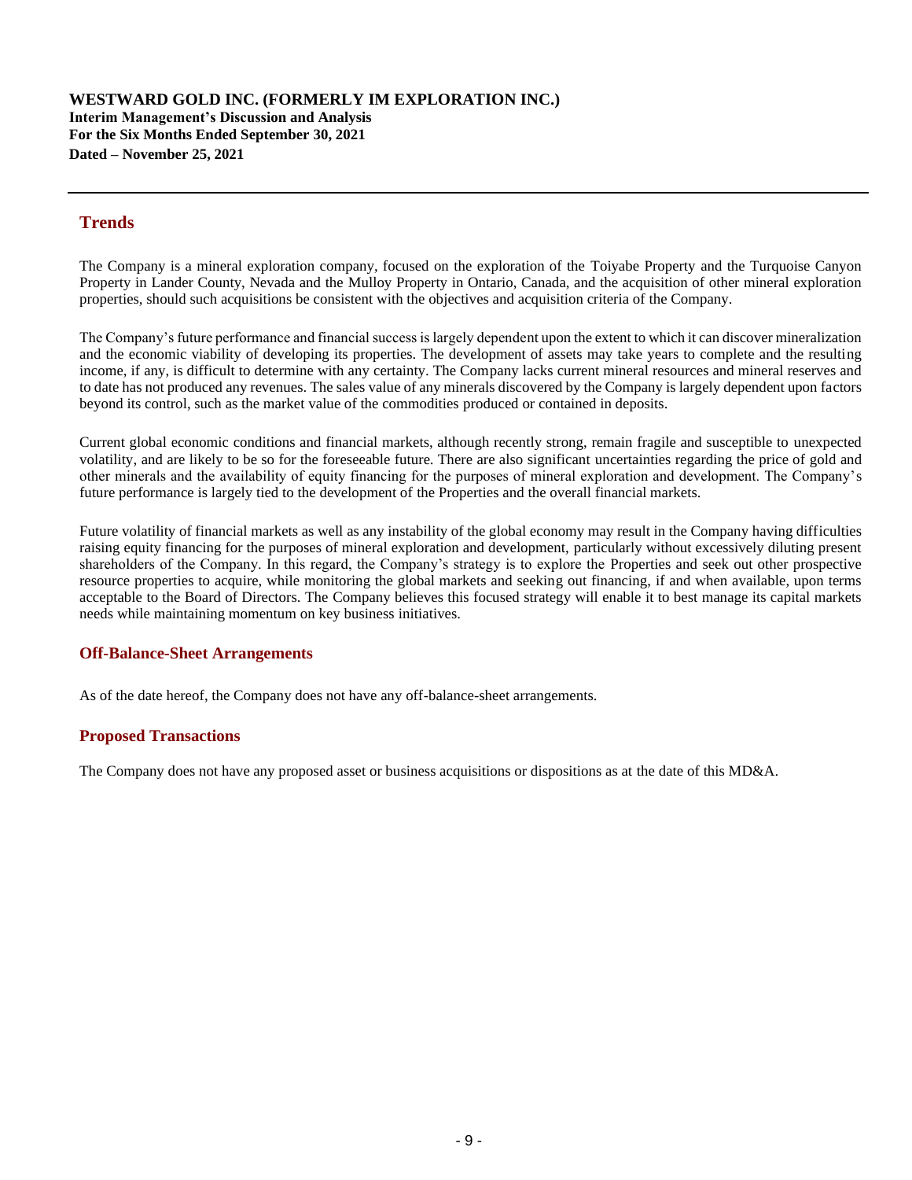## Trends

The Company is a mineral exploration company, focused on the exploration of the Toiyabe Property and the Turquoise Canyon Property in Lander County, Nevada and the Mulloy Property in Ontario, Canada, and the acquisition of other mineral exploration properties, should such acquisitions be consistent with the objectives and acquisition criteria of the Company.

The Company's future performance and financial success is largely dependent upon the extent to which it can discover mineralization and the economic viability of developing its properties. The development of assets may take years to complete and the resulting income, if any, is difficult to determine with any certainty. The Company lacks current mineral resources and mineral reserves and to date has not produced any revenues. The sales value of any minerals discovered by the Company is largely dependent upon factors beyond its control, such as the market value of the commodities produced or contained in deposits.

Current global economic conditions and financial markets, although recently strong, remain fragile and susceptible to unexpected volatility, and are likely to be so for the foreseeable future. There are also significant uncertainties regarding the price of gold and other minerals and the availability of equity financing for the purposes of mineral exploration and development. The Company's future performance is largely tied to the development of the Properties and the overall financial markets.

Future volatility of financial markets as well as any instability of the global economy may result in the Company having difficulties raising equity financing for the purposes of mineral exploration and development, particularly without excessively diluting present shareholders of the Company. In this regard, the Company's strategy is to explore the Properties and seek out other prospective resource properties to acquire, while monitoring the global markets and seeking out financing, if and when available, upon terms acceptable to the Board of Directors. The Company believes this focused strategy will enable it to best manage its capital markets needs while maintaining momentum on key business initiatives.

### Off-Balance-Sheet Arrangements

As of the date hereof, the Company does not have any off-balance-sheet arrangements.

### Proposed Transactions

The Company does not have any proposed asset or business acquisitions or dispositions as at the date of this MD&A.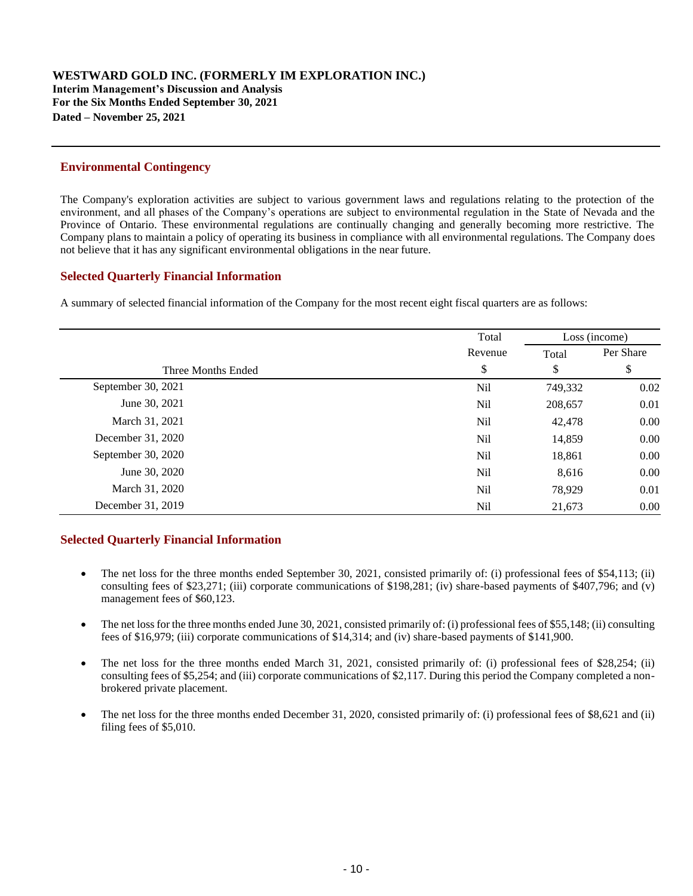## Environmental Contingency

The Company's exploration activities are subject to various government laws and regulations relating to the protection of the environment, and all phases of the Company's operations are subject to environmental regulation in the State of Nevada and the Province of Ontario. These environmental regulations are continually changing and generally becoming more restrictive. The Company plans to maintain a policy of operating its business in compliance with all environmental regulations. The Company does not believe that it has any significant environmental obligations in the near future.

## Selected Quarterly Financial Information

A summary of selected financial information of the Company for the most recent eight fiscal quarters are as follows:

| | Total | Loss (income) | |
|---|---|---|---|
| | Revenue | Total | Per Share |
| Three Months Ended | $ | $ | $ |
| September 30, 2021 | Nil | 749,332 | 0.02 |
| June 30, 2021 | Nil | 208,657 | 0.01 |
| March 31, 2021 | Nil | 42,478 | 0.00 |
| December 31, 2020 | Nil | 14,859 | 0.00 |
| September 30, 2020 | Nil | 18,861 | 0.00 |
| June 30, 2020 | Nil | 8,616 | 0.00 |
| March 31, 2020 | Nil | 78,929 | 0.01 |
| December 31, 2019 | Nil | 21,673 | 0.00 |

## Selected Quarterly Financial Information

- The net loss for the three months ended September 30, 2021, consisted primarily of: (i) professional fees of $54,113; (ii) consulting fees of $23,271; (iii) corporate communications of $198,281; (iv) share-based payments of $407,796; and (v) management fees of $60,123.
- The net loss for the three months ended June 30, 2021, consisted primarily of: (i) professional fees of $55,148; (ii) consulting fees of $16,979; (iii) corporate communications of $14,314; and (iv) share-based payments of $141,900.
- The net loss for the three months ended March 31, 2021, consisted primarily of: (i) professional fees of $28,254; (ii) consulting fees of $5,254; and (iii) corporate communications of $2,117. During this period the Company completed a non-brokered private placement.
- The net loss for the three months ended December 31, 2020, consisted primarily of: (i) professional fees of $8,621 and (ii) filing fees of $5,010.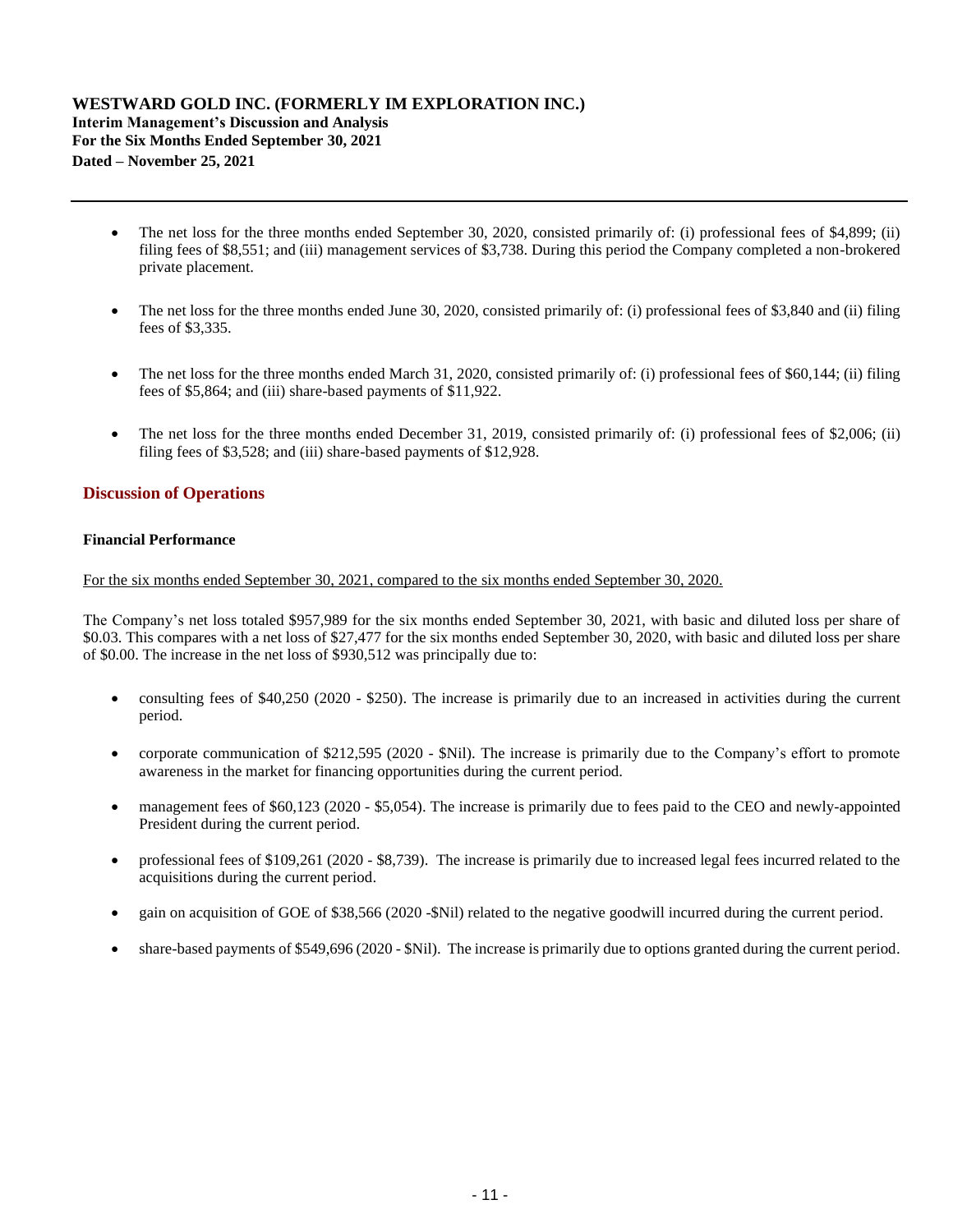- The net loss for the three months ended September 30, 2020, consisted primarily of: (i) professional fees of $4,899; (ii) filing fees of $8,551; and (iii) management services of $3,738. During this period the Company completed a non-brokered private placement.

- The net loss for the three months ended June 30, 2020, consisted primarily of: (i) professional fees of $3,840 and (ii) filing fees of $3,335.

- The net loss for the three months ended March 31, 2020, consisted primarily of: (i) professional fees of $60,144; (ii) filing fees of $5,864; and (iii) share-based payments of $11,922.

- The net loss for the three months ended December 31, 2019, consisted primarily of: (i) professional fees of $2,006; (ii) filing fees of $3,528; and (iii) share-based payments of $12,928.

## Discussion of Operations

### Financial Performance

For the six months ended September 30, 2021, compared to the six months ended September 30, 2020.

The Company's net loss totaled $957,989 for the six months ended September 30, 2021, with basic and diluted loss per share of $0.03. This compares with a net loss of $27,477 for the six months ended September 30, 2020, with basic and diluted loss per share of $0.00. The increase in the net loss of $930,512 was principally due to:

- consulting fees of $40,250 (2020 - $250). The increase is primarily due to an increased in activities during the current period.

- corporate communication of $212,595 (2020 - $Nil). The increase is primarily due to the Company's effort to promote awareness in the market for financing opportunities during the current period.

- management fees of $60,123 (2020 - $5,054). The increase is primarily due to fees paid to the CEO and newly-appointed President during the current period.

- professional fees of $109,261 (2020 - $8,739). The increase is primarily due to increased legal fees incurred related to the acquisitions during the current period.

- gain on acquisition of GOE of $38,566 (2020 -$Nil) related to the negative goodwill incurred during the current period.

- share-based payments of $549,696 (2020 - $Nil). The increase is primarily due to options granted during the current period.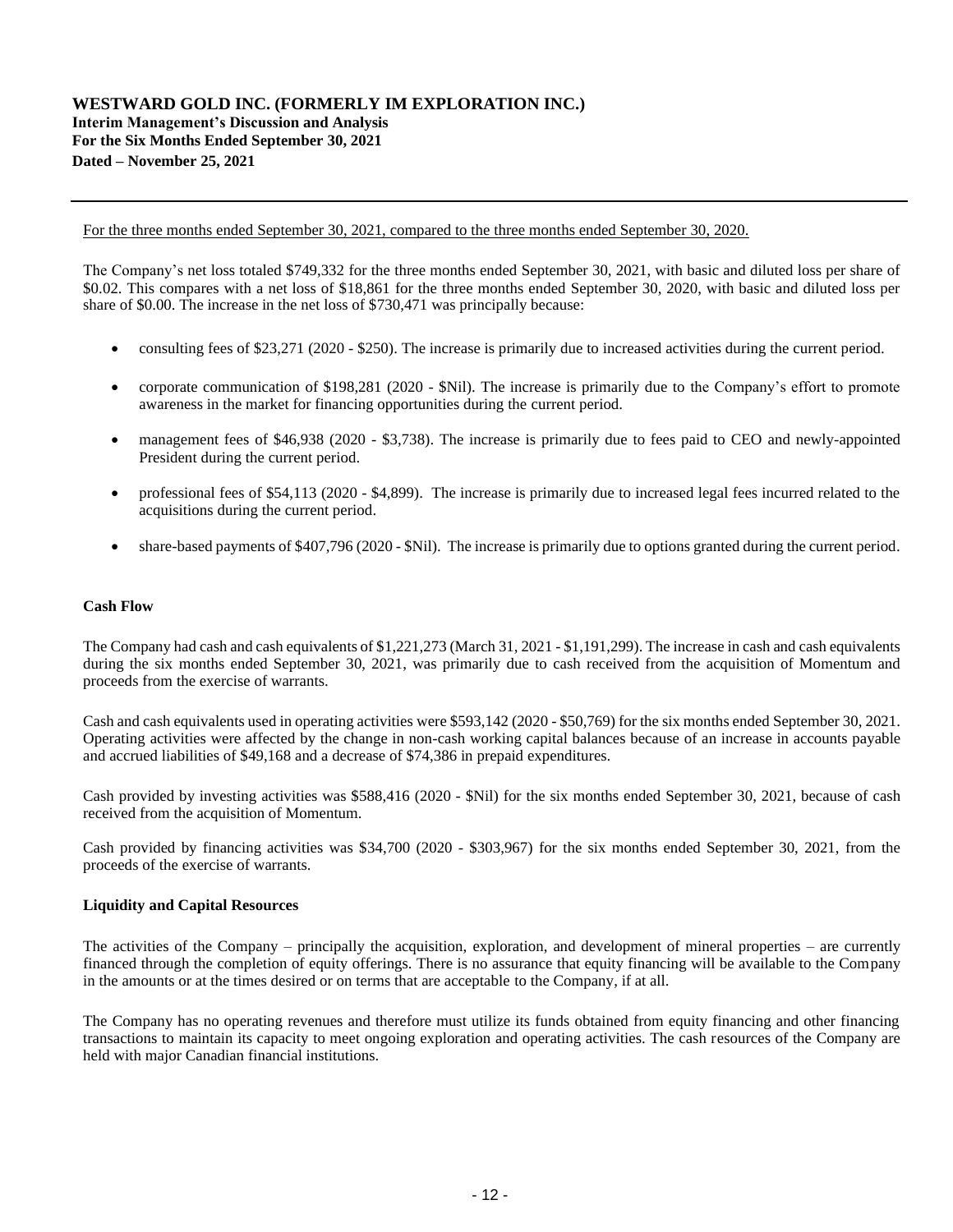For the three months ended September 30, 2021, compared to the three months ended September 30, 2020.

The Company's net loss totaled $749,332 for the three months ended September 30, 2021, with basic and diluted loss per share of $0.02. This compares with a net loss of $18,861 for the three months ended September 30, 2020, with basic and diluted loss per share of $0.00. The increase in the net loss of $730,471 was principally because:

- consulting fees of $23,271 (2020 - $250). The increase is primarily due to increased activities during the current period.
- corporate communication of $198,281 (2020 - $Nil). The increase is primarily due to the Company's effort to promote awareness in the market for financing opportunities during the current period.
- management fees of $46,938 (2020 - $3,738). The increase is primarily due to fees paid to CEO and newly-appointed President during the current period.
- professional fees of $54,113 (2020 - $4,899). The increase is primarily due to increased legal fees incurred related to the acquisitions during the current period.
- share-based payments of $407,796 (2020 - $Nil). The increase is primarily due to options granted during the current period.

### Cash Flow

The Company had cash and cash equivalents of $1,221,273 (March 31, 2021 - $1,191,299). The increase in cash and cash equivalents during the six months ended September 30, 2021, was primarily due to cash received from the acquisition of Momentum and proceeds from the exercise of warrants.

Cash and cash equivalents used in operating activities were $593,142 (2020 - $50,769) for the six months ended September 30, 2021. Operating activities were affected by the change in non-cash working capital balances because of an increase in accounts payable and accrued liabilities of $49,168 and a decrease of $74,386 in prepaid expenditures.

Cash provided by investing activities was $588,416 (2020 - $Nil) for the six months ended September 30, 2021, because of cash received from the acquisition of Momentum.

Cash provided by financing activities was $34,700 (2020 - $303,967) for the six months ended September 30, 2021, from the proceeds of the exercise of warrants.

### Liquidity and Capital Resources

The activities of the Company – principally the acquisition, exploration, and development of mineral properties – are currently financed through the completion of equity offerings. There is no assurance that equity financing will be available to the Company in the amounts or at the times desired or on terms that are acceptable to the Company, if at all.

The Company has no operating revenues and therefore must utilize its funds obtained from equity financing and other financing transactions to maintain its capacity to meet ongoing exploration and operating activities. The cash resources of the Company are held with major Canadian financial institutions.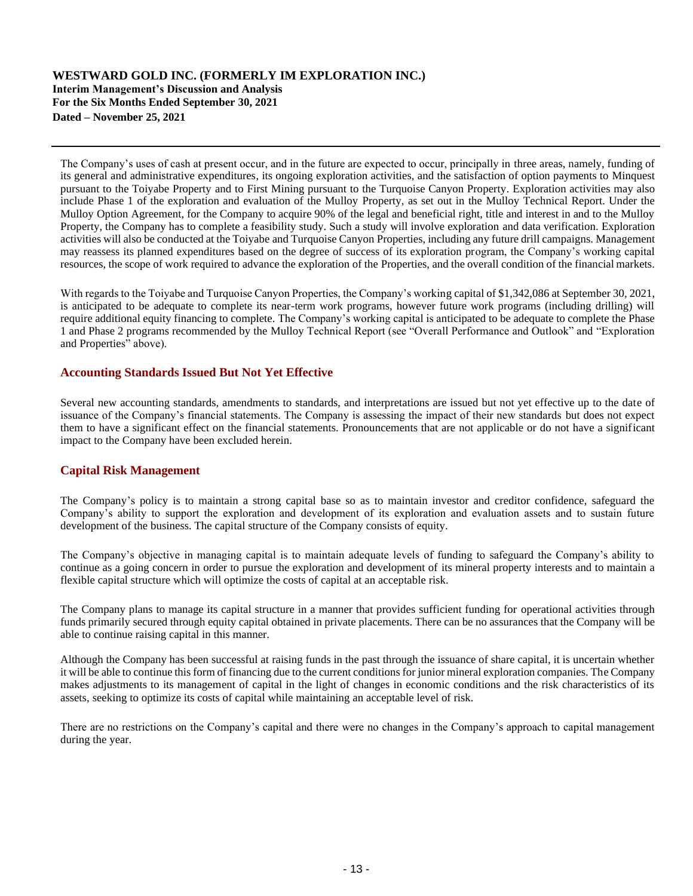The Company's uses of cash at present occur, and in the future are expected to occur, principally in three areas, namely, funding of its general and administrative expenditures, its ongoing exploration activities, and the satisfaction of option payments to Minquest pursuant to the Toiyabe Property and to First Mining pursuant to the Turquoise Canyon Property. Exploration activities may also include Phase 1 of the exploration and evaluation of the Mulloy Property, as set out in the Mulloy Technical Report. Under the Mulloy Option Agreement, for the Company to acquire 90% of the legal and beneficial right, title and interest in and to the Mulloy Property, the Company has to complete a feasibility study. Such a study will involve exploration and data verification. Exploration activities will also be conducted at the Toiyabe and Turquoise Canyon Properties, including any future drill campaigns. Management may reassess its planned expenditures based on the degree of success of its exploration program, the Company's working capital resources, the scope of work required to advance the exploration of the Properties, and the overall condition of the financial markets.

With regards to the Toiyabe and Turquoise Canyon Properties, the Company's working capital of $1,342,086 at September 30, 2021, is anticipated to be adequate to complete its near-term work programs, however future work programs (including drilling) will require additional equity financing to complete. The Company's working capital is anticipated to be adequate to complete the Phase 1 and Phase 2 programs recommended by the Mulloy Technical Report (see "Overall Performance and Outlook" and "Exploration and Properties" above).

## Accounting Standards Issued But Not Yet Effective

Several new accounting standards, amendments to standards, and interpretations are issued but not yet effective up to the date of issuance of the Company's financial statements. The Company is assessing the impact of their new standards but does not expect them to have a significant effect on the financial statements. Pronouncements that are not applicable or do not have a significant impact to the Company have been excluded herein.

## Capital Risk Management

The Company's policy is to maintain a strong capital base so as to maintain investor and creditor confidence, safeguard the Company's ability to support the exploration and development of its exploration and evaluation assets and to sustain future development of the business. The capital structure of the Company consists of equity.

The Company's objective in managing capital is to maintain adequate levels of funding to safeguard the Company's ability to continue as a going concern in order to pursue the exploration and development of its mineral property interests and to maintain a flexible capital structure which will optimize the costs of capital at an acceptable risk.

The Company plans to manage its capital structure in a manner that provides sufficient funding for operational activities through funds primarily secured through equity capital obtained in private placements. There can be no assurances that the Company will be able to continue raising capital in this manner.

Although the Company has been successful at raising funds in the past through the issuance of share capital, it is uncertain whether it will be able to continue this form of financing due to the current conditions for junior mineral exploration companies. The Company makes adjustments to its management of capital in the light of changes in economic conditions and the risk characteristics of its assets, seeking to optimize its costs of capital while maintaining an acceptable level of risk.

There are no restrictions on the Company's capital and there were no changes in the Company's approach to capital management during the year.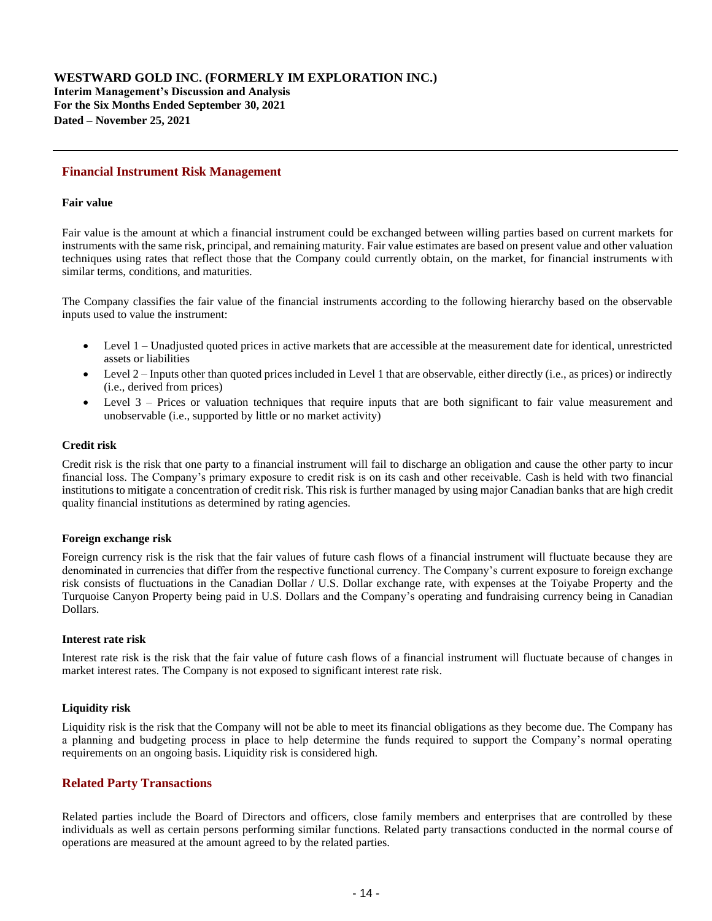## Financial Instrument Risk Management

### Fair value

Fair value is the amount at which a financial instrument could be exchanged between willing parties based on current markets for instruments with the same risk, principal, and remaining maturity. Fair value estimates are based on present value and other valuation techniques using rates that reflect those that the Company could currently obtain, on the market, for financial instruments with similar terms, conditions, and maturities.

The Company classifies the fair value of the financial instruments according to the following hierarchy based on the observable inputs used to value the instrument:

- Level 1 – Unadjusted quoted prices in active markets that are accessible at the measurement date for identical, unrestricted assets or liabilities
- Level 2 – Inputs other than quoted prices included in Level 1 that are observable, either directly (i.e., as prices) or indirectly (i.e., derived from prices)
- Level 3 – Prices or valuation techniques that require inputs that are both significant to fair value measurement and unobservable (i.e., supported by little or no market activity)

### Credit risk

Credit risk is the risk that one party to a financial instrument will fail to discharge an obligation and cause the other party to incur financial loss. The Company's primary exposure to credit risk is on its cash and other receivable. Cash is held with two financial institutions to mitigate a concentration of credit risk. This risk is further managed by using major Canadian banks that are high credit quality financial institutions as determined by rating agencies.

### Foreign exchange risk

Foreign currency risk is the risk that the fair values of future cash flows of a financial instrument will fluctuate because they are denominated in currencies that differ from the respective functional currency. The Company's current exposure to foreign exchange risk consists of fluctuations in the Canadian Dollar / U.S. Dollar exchange rate, with expenses at the Toiyabe Property and the Turquoise Canyon Property being paid in U.S. Dollars and the Company's operating and fundraising currency being in Canadian Dollars.

### Interest rate risk

Interest rate risk is the risk that the fair value of future cash flows of a financial instrument will fluctuate because of changes in market interest rates. The Company is not exposed to significant interest rate risk.

### Liquidity risk

Liquidity risk is the risk that the Company will not be able to meet its financial obligations as they become due. The Company has a planning and budgeting process in place to help determine the funds required to support the Company's normal operating requirements on an ongoing basis. Liquidity risk is considered high.

## Related Party Transactions

Related parties include the Board of Directors and officers, close family members and enterprises that are controlled by these individuals as well as certain persons performing similar functions. Related party transactions conducted in the normal course of operations are measured at the amount agreed to by the related parties.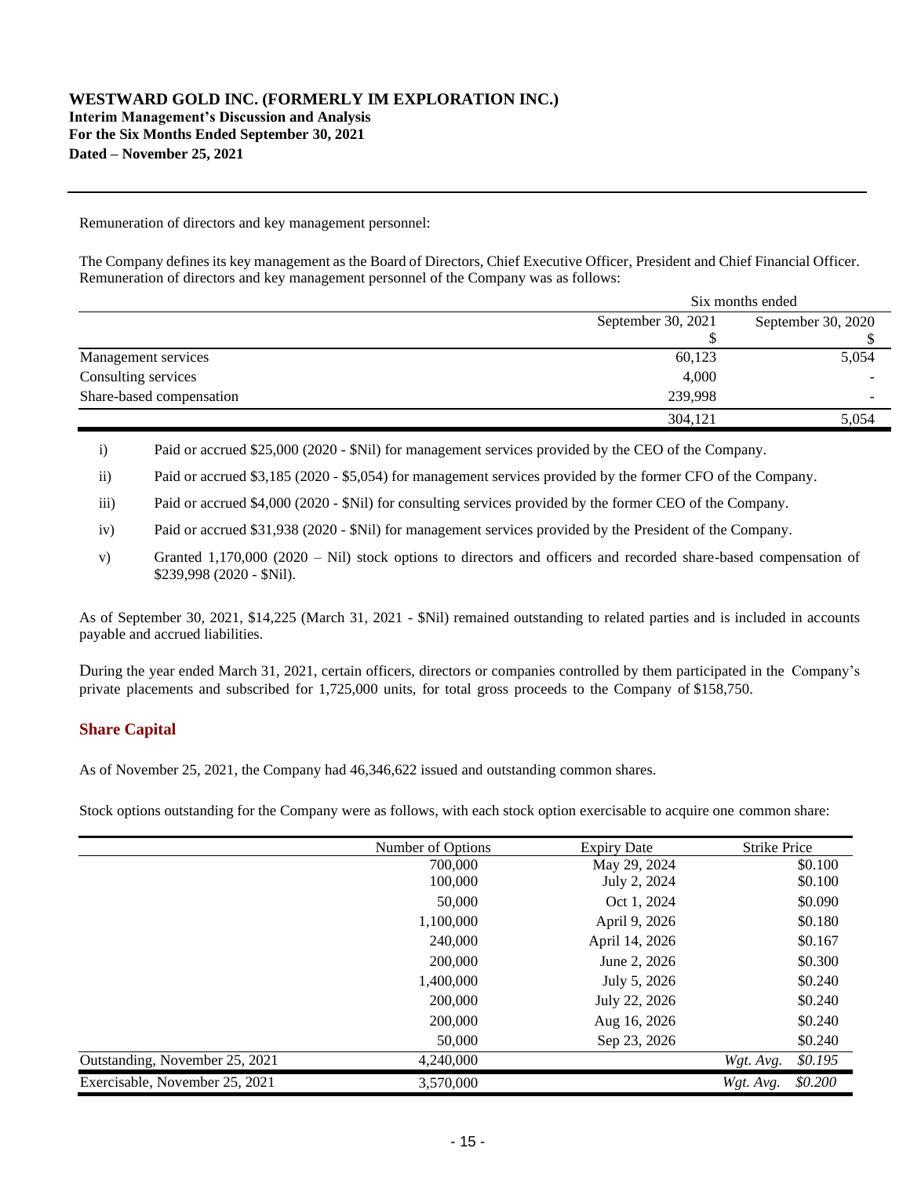Remuneration of directors and key management personnel:

The Company defines its key management as the Board of Directors, Chief Executive Officer, President and Chief Financial Officer. Remuneration of directors and key management personnel of the Company was as follows:

| | Six months ended | |
|---|---|---|
| | September 30, 2021 | September 30, 2020 |
| | $ | $ |
| Management services | 60,123 | 5,054 |
| Consulting services | 4,000 | - |
| Share-based compensation | 239,998 | - |
| | 304,121 | 5,054 |

i) Paid or accrued $25,000 (2020 - $Nil) for management services provided by the CEO of the Company.

ii) Paid or accrued $3,185 (2020 - $5,054) for management services provided by the former CFO of the Company.

iii) Paid or accrued $4,000 (2020 - $Nil) for consulting services provided by the former CEO of the Company.

iv) Paid or accrued $31,938 (2020 - $Nil) for management services provided by the President of the Company.

v) Granted 1,170,000 (2020 – Nil) stock options to directors and officers and recorded share-based compensation of $239,998 (2020 - $Nil).

As of September 30, 2021, $14,225 (March 31, 2021 - $Nil) remained outstanding to related parties and is included in accounts payable and accrued liabilities.

During the year ended March 31, 2021, certain officers, directors or companies controlled by them participated in the Company's private placements and subscribed for 1,725,000 units, for total gross proceeds to the Company of $158,750.

## Share Capital

As of November 25, 2021, the Company had 46,346,622 issued and outstanding common shares.

Stock options outstanding for the Company were as follows, with each stock option exercisable to acquire one common share:

| | Number of Options | Expiry Date | Strike Price |
|---|---|---|---|
| | 700,000 | May 29, 2024 | $0.100 |
| | 100,000 | July 2, 2024 | $0.100 |
| | 50,000 | Oct 1, 2024 | $0.090 |
| | 1,100,000 | April 9, 2026 | $0.180 |
| | 240,000 | April 14, 2026 | $0.167 |
| | 200,000 | June 2, 2026 | $0.300 |
| | 1,400,000 | July 5, 2026 | $0.240 |
| | 200,000 | July 22, 2026 | $0.240 |
| | 200,000 | Aug 16, 2026 | $0.240 |
| | 50,000 | Sep 23, 2026 | $0.240 |
| Outstanding, November 25, 2021 | 4,240,000 | | *Wgt. Avg.* *$0.195* |
| Exercisable, November 25, 2021 | 3,570,000 | | *Wgt. Avg.* *$0.200* |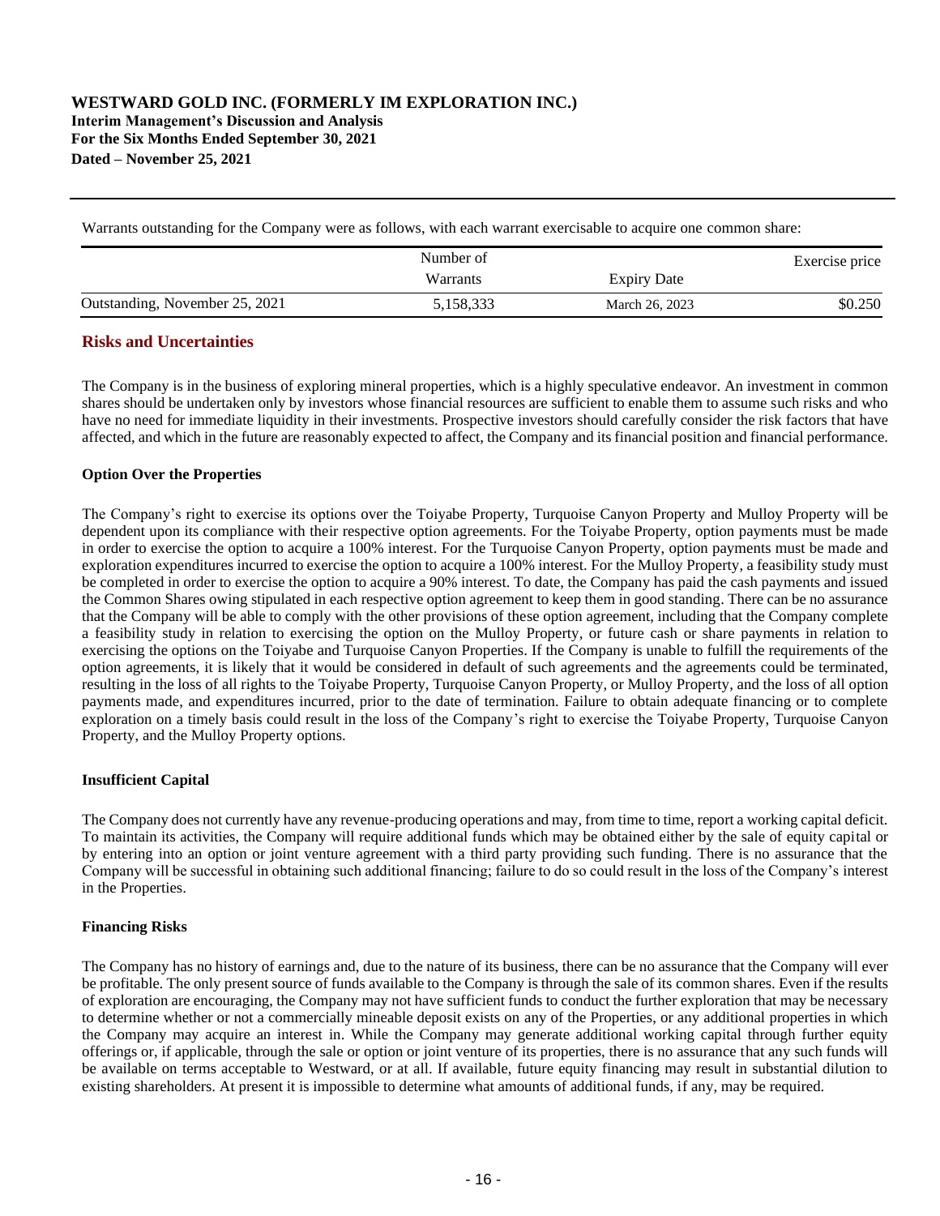Warrants outstanding for the Company were as follows, with each warrant exercisable to acquire one common share:

| | Number of Warrants | Expiry Date | Exercise price |
|---|---|---|---|
| Outstanding, November 25, 2021 | 5,158,333 | March 26, 2023 | $0.250 |

## Risks and Uncertainties

The Company is in the business of exploring mineral properties, which is a highly speculative endeavor. An investment in common shares should be undertaken only by investors whose financial resources are sufficient to enable them to assume such risks and who have no need for immediate liquidity in their investments. Prospective investors should carefully consider the risk factors that have affected, and which in the future are reasonably expected to affect, the Company and its financial position and financial performance.

### Option Over the Properties

The Company's right to exercise its options over the Toiyabe Property, Turquoise Canyon Property and Mulloy Property will be dependent upon its compliance with their respective option agreements. For the Toiyabe Property, option payments must be made in order to exercise the option to acquire a 100% interest. For the Turquoise Canyon Property, option payments must be made and exploration expenditures incurred to exercise the option to acquire a 100% interest. For the Mulloy Property, a feasibility study must be completed in order to exercise the option to acquire a 90% interest. To date, the Company has paid the cash payments and issued the Common Shares owing stipulated in each respective option agreement to keep them in good standing. There can be no assurance that the Company will be able to comply with the other provisions of these option agreement, including that the Company complete a feasibility study in relation to exercising the option on the Mulloy Property, or future cash or share payments in relation to exercising the options on the Toiyabe and Turquoise Canyon Properties. If the Company is unable to fulfill the requirements of the option agreements, it is likely that it would be considered in default of such agreements and the agreements could be terminated, resulting in the loss of all rights to the Toiyabe Property, Turquoise Canyon Property, or Mulloy Property, and the loss of all option payments made, and expenditures incurred, prior to the date of termination. Failure to obtain adequate financing or to complete exploration on a timely basis could result in the loss of the Company's right to exercise the Toiyabe Property, Turquoise Canyon Property, and the Mulloy Property options.

### Insufficient Capital

The Company does not currently have any revenue-producing operations and may, from time to time, report a working capital deficit. To maintain its activities, the Company will require additional funds which may be obtained either by the sale of equity capital or by entering into an option or joint venture agreement with a third party providing such funding. There is no assurance that the Company will be successful in obtaining such additional financing; failure to do so could result in the loss of the Company's interest in the Properties.

### Financing Risks

The Company has no history of earnings and, due to the nature of its business, there can be no assurance that the Company will ever be profitable. The only present source of funds available to the Company is through the sale of its common shares. Even if the results of exploration are encouraging, the Company may not have sufficient funds to conduct the further exploration that may be necessary to determine whether or not a commercially mineable deposit exists on any of the Properties, or any additional properties in which the Company may acquire an interest in. While the Company may generate additional working capital through further equity offerings or, if applicable, through the sale or option or joint venture of its properties, there is no assurance that any such funds will be available on terms acceptable to Westward, or at all. If available, future equity financing may result in substantial dilution to existing shareholders. At present it is impossible to determine what amounts of additional funds, if any, may be required.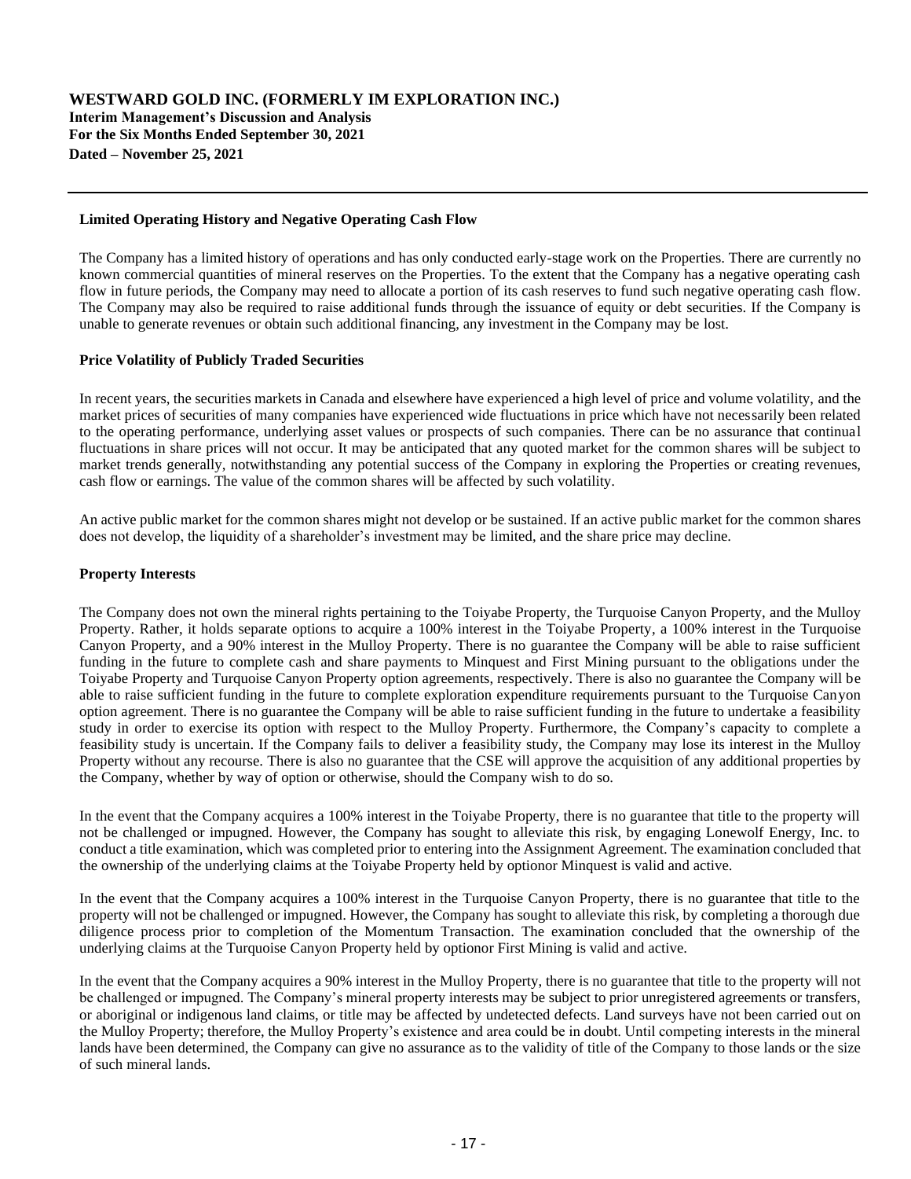**Limited Operating History and Negative Operating Cash Flow**

The Company has a limited history of operations and has only conducted early-stage work on the Properties. There are currently no known commercial quantities of mineral reserves on the Properties. To the extent that the Company has a negative operating cash flow in future periods, the Company may need to allocate a portion of its cash reserves to fund such negative operating cash flow. The Company may also be required to raise additional funds through the issuance of equity or debt securities. If the Company is unable to generate revenues or obtain such additional financing, any investment in the Company may be lost.

**Price Volatility of Publicly Traded Securities**

In recent years, the securities markets in Canada and elsewhere have experienced a high level of price and volume volatility, and the market prices of securities of many companies have experienced wide fluctuations in price which have not necessarily been related to the operating performance, underlying asset values or prospects of such companies. There can be no assurance that continual fluctuations in share prices will not occur. It may be anticipated that any quoted market for the common shares will be subject to market trends generally, notwithstanding any potential success of the Company in exploring the Properties or creating revenues, cash flow or earnings. The value of the common shares will be affected by such volatility.

An active public market for the common shares might not develop or be sustained. If an active public market for the common shares does not develop, the liquidity of a shareholder's investment may be limited, and the share price may decline.

**Property Interests**

The Company does not own the mineral rights pertaining to the Toiyabe Property, the Turquoise Canyon Property, and the Mulloy Property. Rather, it holds separate options to acquire a 100% interest in the Toiyabe Property, a 100% interest in the Turquoise Canyon Property, and a 90% interest in the Mulloy Property. There is no guarantee the Company will be able to raise sufficient funding in the future to complete cash and share payments to Minquest and First Mining pursuant to the obligations under the Toiyabe Property and Turquoise Canyon Property option agreements, respectively. There is also no guarantee the Company will be able to raise sufficient funding in the future to complete exploration expenditure requirements pursuant to the Turquoise Canyon option agreement. There is no guarantee the Company will be able to raise sufficient funding in the future to undertake a feasibility study in order to exercise its option with respect to the Mulloy Property. Furthermore, the Company's capacity to complete a feasibility study is uncertain. If the Company fails to deliver a feasibility study, the Company may lose its interest in the Mulloy Property without any recourse. There is also no guarantee that the CSE will approve the acquisition of any additional properties by the Company, whether by way of option or otherwise, should the Company wish to do so.

In the event that the Company acquires a 100% interest in the Toiyabe Property, there is no guarantee that title to the property will not be challenged or impugned. However, the Company has sought to alleviate this risk, by engaging Lonewolf Energy, Inc. to conduct a title examination, which was completed prior to entering into the Assignment Agreement. The examination concluded that the ownership of the underlying claims at the Toiyabe Property held by optionor Minquest is valid and active.

In the event that the Company acquires a 100% interest in the Turquoise Canyon Property, there is no guarantee that title to the property will not be challenged or impugned. However, the Company has sought to alleviate this risk, by completing a thorough due diligence process prior to completion of the Momentum Transaction. The examination concluded that the ownership of the underlying claims at the Turquoise Canyon Property held by optionor First Mining is valid and active.

In the event that the Company acquires a 90% interest in the Mulloy Property, there is no guarantee that title to the property will not be challenged or impugned. The Company's mineral property interests may be subject to prior unregistered agreements or transfers, or aboriginal or indigenous land claims, or title may be affected by undetected defects. Land surveys have not been carried out on the Mulloy Property; therefore, the Mulloy Property's existence and area could be in doubt. Until competing interests in the mineral lands have been determined, the Company can give no assurance as to the validity of title of the Company to those lands or the size of such mineral lands.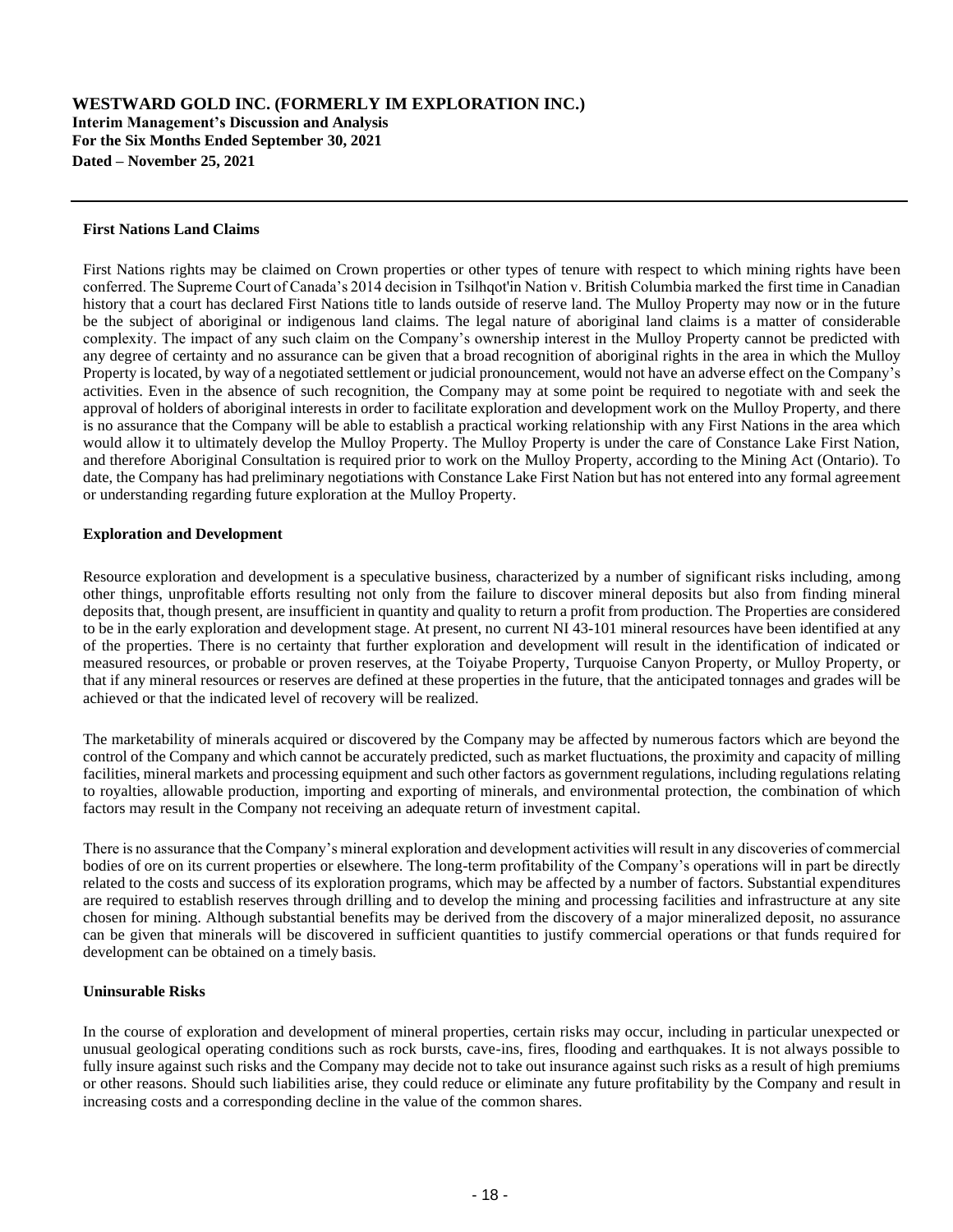#### First Nations Land Claims

First Nations rights may be claimed on Crown properties or other types of tenure with respect to which mining rights have been conferred. The Supreme Court of Canada's 2014 decision in Tsilhqot'in Nation v. British Columbia marked the first time in Canadian history that a court has declared First Nations title to lands outside of reserve land. The Mulloy Property may now or in the future be the subject of aboriginal or indigenous land claims. The legal nature of aboriginal land claims is a matter of considerable complexity. The impact of any such claim on the Company's ownership interest in the Mulloy Property cannot be predicted with any degree of certainty and no assurance can be given that a broad recognition of aboriginal rights in the area in which the Mulloy Property is located, by way of a negotiated settlement or judicial pronouncement, would not have an adverse effect on the Company's activities. Even in the absence of such recognition, the Company may at some point be required to negotiate with and seek the approval of holders of aboriginal interests in order to facilitate exploration and development work on the Mulloy Property, and there is no assurance that the Company will be able to establish a practical working relationship with any First Nations in the area which would allow it to ultimately develop the Mulloy Property. The Mulloy Property is under the care of Constance Lake First Nation, and therefore Aboriginal Consultation is required prior to work on the Mulloy Property, according to the Mining Act (Ontario). To date, the Company has had preliminary negotiations with Constance Lake First Nation but has not entered into any formal agreement or understanding regarding future exploration at the Mulloy Property.

#### Exploration and Development

Resource exploration and development is a speculative business, characterized by a number of significant risks including, among other things, unprofitable efforts resulting not only from the failure to discover mineral deposits but also from finding mineral deposits that, though present, are insufficient in quantity and quality to return a profit from production. The Properties are considered to be in the early exploration and development stage. At present, no current NI 43-101 mineral resources have been identified at any of the properties. There is no certainty that further exploration and development will result in the identification of indicated or measured resources, or probable or proven reserves, at the Toiyabe Property, Turquoise Canyon Property, or Mulloy Property, or that if any mineral resources or reserves are defined at these properties in the future, that the anticipated tonnages and grades will be achieved or that the indicated level of recovery will be realized.

The marketability of minerals acquired or discovered by the Company may be affected by numerous factors which are beyond the control of the Company and which cannot be accurately predicted, such as market fluctuations, the proximity and capacity of milling facilities, mineral markets and processing equipment and such other factors as government regulations, including regulations relating to royalties, allowable production, importing and exporting of minerals, and environmental protection, the combination of which factors may result in the Company not receiving an adequate return of investment capital.

There is no assurance that the Company's mineral exploration and development activities will result in any discoveries of commercial bodies of ore on its current properties or elsewhere. The long-term profitability of the Company's operations will in part be directly related to the costs and success of its exploration programs, which may be affected by a number of factors. Substantial expenditures are required to establish reserves through drilling and to develop the mining and processing facilities and infrastructure at any site chosen for mining. Although substantial benefits may be derived from the discovery of a major mineralized deposit, no assurance can be given that minerals will be discovered in sufficient quantities to justify commercial operations or that funds required for development can be obtained on a timely basis.

#### Uninsurable Risks

In the course of exploration and development of mineral properties, certain risks may occur, including in particular unexpected or unusual geological operating conditions such as rock bursts, cave-ins, fires, flooding and earthquakes. It is not always possible to fully insure against such risks and the Company may decide not to take out insurance against such risks as a result of high premiums or other reasons. Should such liabilities arise, they could reduce or eliminate any future profitability by the Company and result in increasing costs and a corresponding decline in the value of the common shares.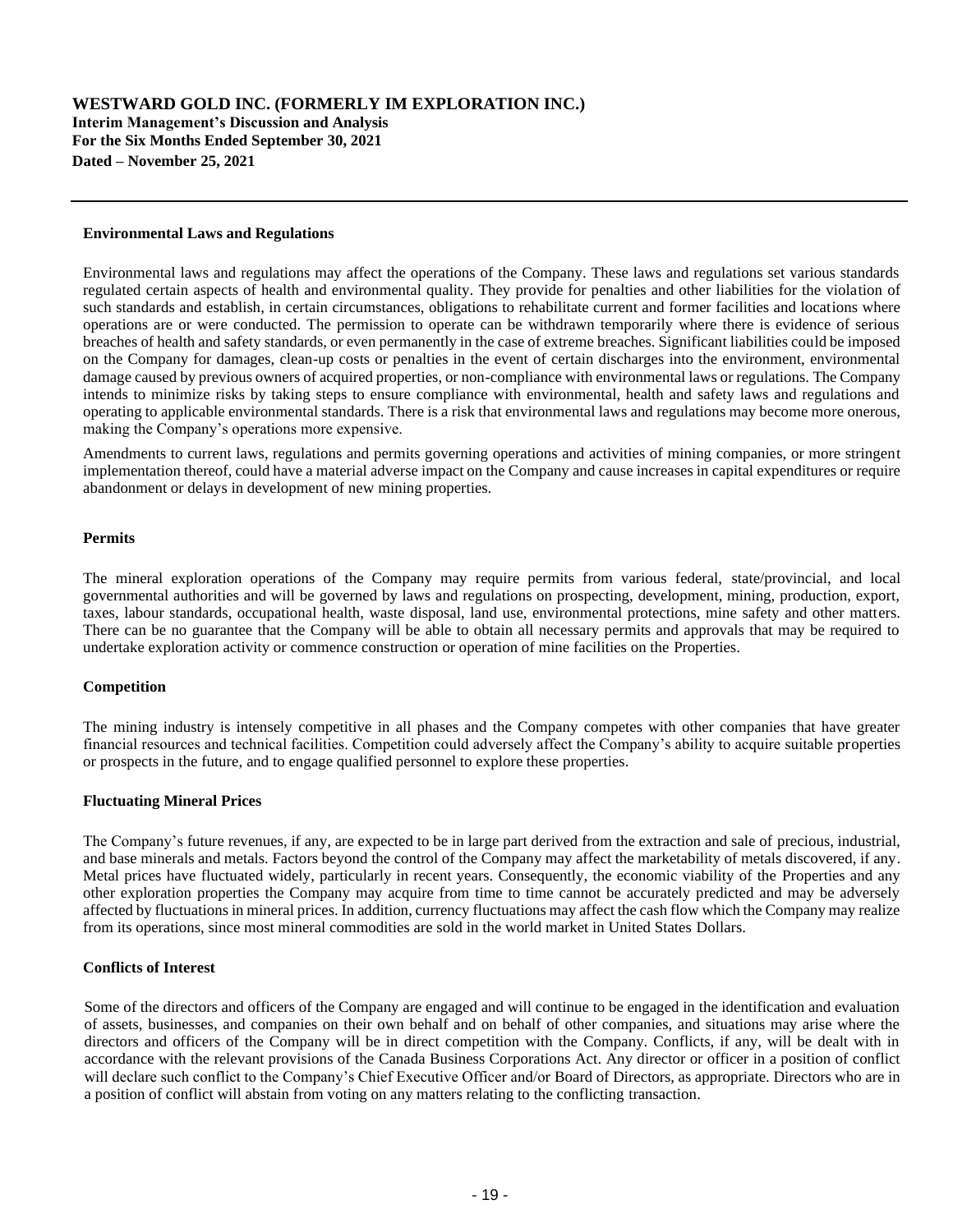#### Environmental Laws and Regulations

Environmental laws and regulations may affect the operations of the Company. These laws and regulations set various standards regulated certain aspects of health and environmental quality. They provide for penalties and other liabilities for the violation of such standards and establish, in certain circumstances, obligations to rehabilitate current and former facilities and locations where operations are or were conducted. The permission to operate can be withdrawn temporarily where there is evidence of serious breaches of health and safety standards, or even permanently in the case of extreme breaches. Significant liabilities could be imposed on the Company for damages, clean-up costs or penalties in the event of certain discharges into the environment, environmental damage caused by previous owners of acquired properties, or non-compliance with environmental laws or regulations. The Company intends to minimize risks by taking steps to ensure compliance with environmental, health and safety laws and regulations and operating to applicable environmental standards. There is a risk that environmental laws and regulations may become more onerous, making the Company's operations more expensive.

Amendments to current laws, regulations and permits governing operations and activities of mining companies, or more stringent implementation thereof, could have a material adverse impact on the Company and cause increases in capital expenditures or require abandonment or delays in development of new mining properties.

#### Permits

The mineral exploration operations of the Company may require permits from various federal, state/provincial, and local governmental authorities and will be governed by laws and regulations on prospecting, development, mining, production, export, taxes, labour standards, occupational health, waste disposal, land use, environmental protections, mine safety and other matters. There can be no guarantee that the Company will be able to obtain all necessary permits and approvals that may be required to undertake exploration activity or commence construction or operation of mine facilities on the Properties.

#### Competition

The mining industry is intensely competitive in all phases and the Company competes with other companies that have greater financial resources and technical facilities. Competition could adversely affect the Company's ability to acquire suitable properties or prospects in the future, and to engage qualified personnel to explore these properties.

#### Fluctuating Mineral Prices

The Company's future revenues, if any, are expected to be in large part derived from the extraction and sale of precious, industrial, and base minerals and metals. Factors beyond the control of the Company may affect the marketability of metals discovered, if any. Metal prices have fluctuated widely, particularly in recent years. Consequently, the economic viability of the Properties and any other exploration properties the Company may acquire from time to time cannot be accurately predicted and may be adversely affected by fluctuations in mineral prices. In addition, currency fluctuations may affect the cash flow which the Company may realize from its operations, since most mineral commodities are sold in the world market in United States Dollars.

#### Conflicts of Interest

Some of the directors and officers of the Company are engaged and will continue to be engaged in the identification and evaluation of assets, businesses, and companies on their own behalf and on behalf of other companies, and situations may arise where the directors and officers of the Company will be in direct competition with the Company. Conflicts, if any, will be dealt with in accordance with the relevant provisions of the Canada Business Corporations Act. Any director or officer in a position of conflict will declare such conflict to the Company's Chief Executive Officer and/or Board of Directors, as appropriate. Directors who are in a position of conflict will abstain from voting on any matters relating to the conflicting transaction.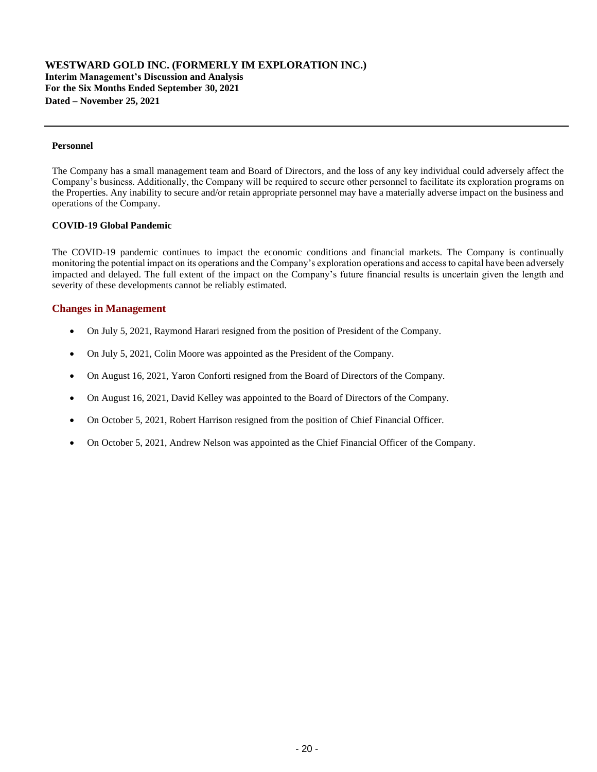**Personnel**

The Company has a small management team and Board of Directors, and the loss of any key individual could adversely affect the Company's business. Additionally, the Company will be required to secure other personnel to facilitate its exploration programs on the Properties. Any inability to secure and/or retain appropriate personnel may have a materially adverse impact on the business and operations of the Company.

**COVID-19 Global Pandemic**

The COVID-19 pandemic continues to impact the economic conditions and financial markets. The Company is continually monitoring the potential impact on its operations and the Company's exploration operations and access to capital have been adversely impacted and delayed. The full extent of the impact on the Company's future financial results is uncertain given the length and severity of these developments cannot be reliably estimated.

## Changes in Management

- On July 5, 2021, Raymond Harari resigned from the position of President of the Company.
- On July 5, 2021, Colin Moore was appointed as the President of the Company.
- On August 16, 2021, Yaron Conforti resigned from the Board of Directors of the Company.
- On August 16, 2021, David Kelley was appointed to the Board of Directors of the Company.
- On October 5, 2021, Robert Harrison resigned from the position of Chief Financial Officer.
- On October 5, 2021, Andrew Nelson was appointed as the Chief Financial Officer of the Company.